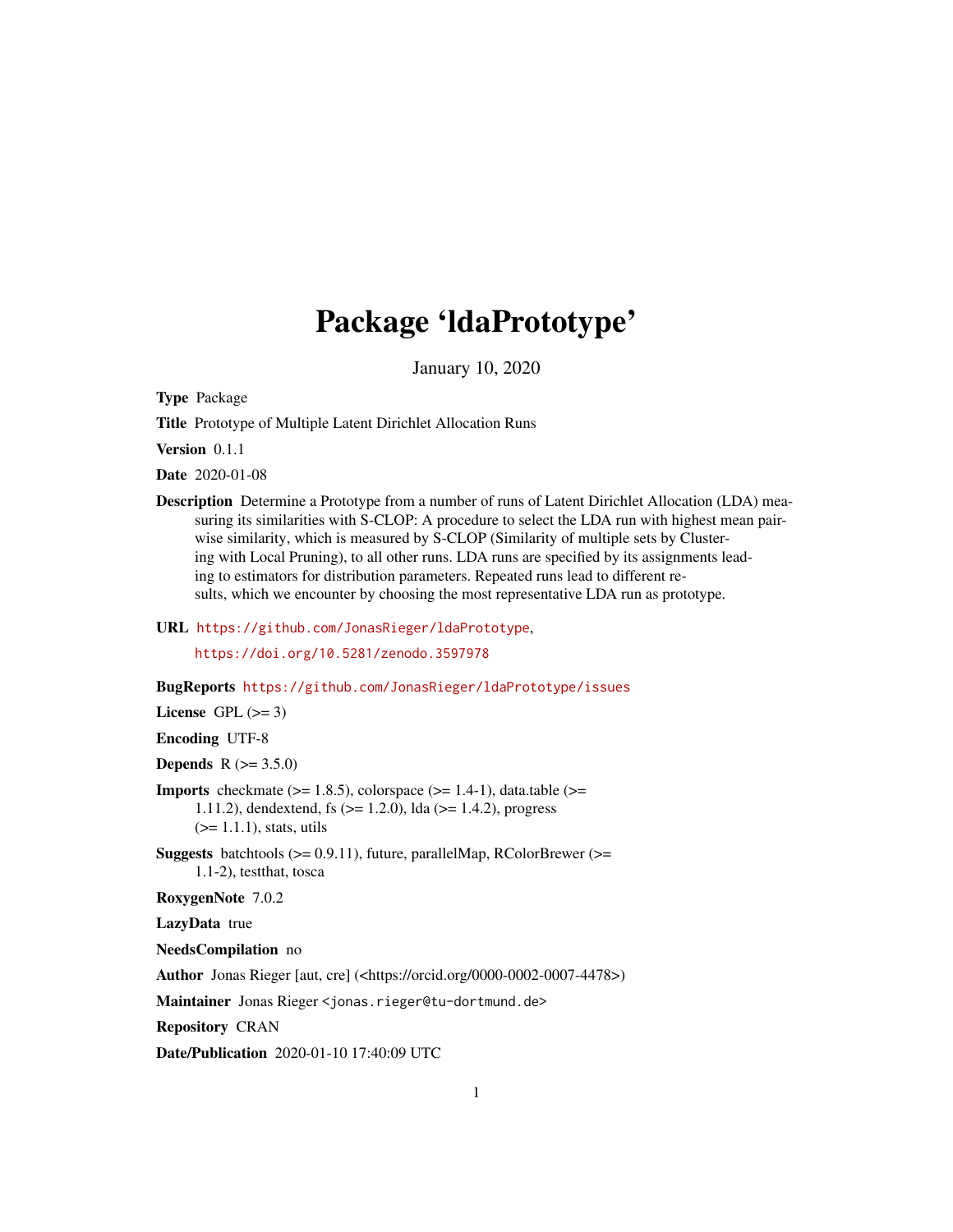# Package 'ldaPrototype'

January 10, 2020

**Type** Package

**Title** Prototype of Multiple Latent Dirichlet Allocation Runs

**Version** 0.1.1

**Date** 2020-01-08

**Description** Determine a Prototype from a number of runs of Latent Dirichlet Allocation (LDA) measuring its similarities with S-CLOP: A procedure to select the LDA run with highest mean pairwise similarity, which is measured by S-CLOP (Similarity of multiple sets by Clustering with Local Pruning), to all other runs. LDA runs are specified by its assignments leading to estimators for distribution parameters. Repeated runs lead to different results, which we encounter by choosing the most representative LDA run as prototype.

**URL** https://github.com/JonasRieger/ldaPrototype, https://doi.org/10.5281/zenodo.3597978

**BugReports** https://github.com/JonasRieger/ldaPrototype/issues

**License** GPL (>= 3)

**Encoding** UTF-8

**Depends** R (>= 3.5.0)

**Imports** checkmate (>= 1.8.5), colorspace (>= 1.4-1), data.table (>= 1.11.2), dendextend, fs (>= 1.2.0), lda (>= 1.4.2), progress (>= 1.1.1), stats, utils

**Suggests** batchtools (>= 0.9.11), future, parallelMap, RColorBrewer (>= 1.1-2), testthat, tosca

**RoxygenNote** 7.0.2

**LazyData** true

**NeedsCompilation** no

**Author** Jonas Rieger [aut, cre] (<https://orcid.org/0000-0002-0007-4478>)

**Maintainer** Jonas Rieger <jonas.rieger@tu-dortmund.de>

**Repository** CRAN

**Date/Publication** 2020-01-10 17:40:09 UTC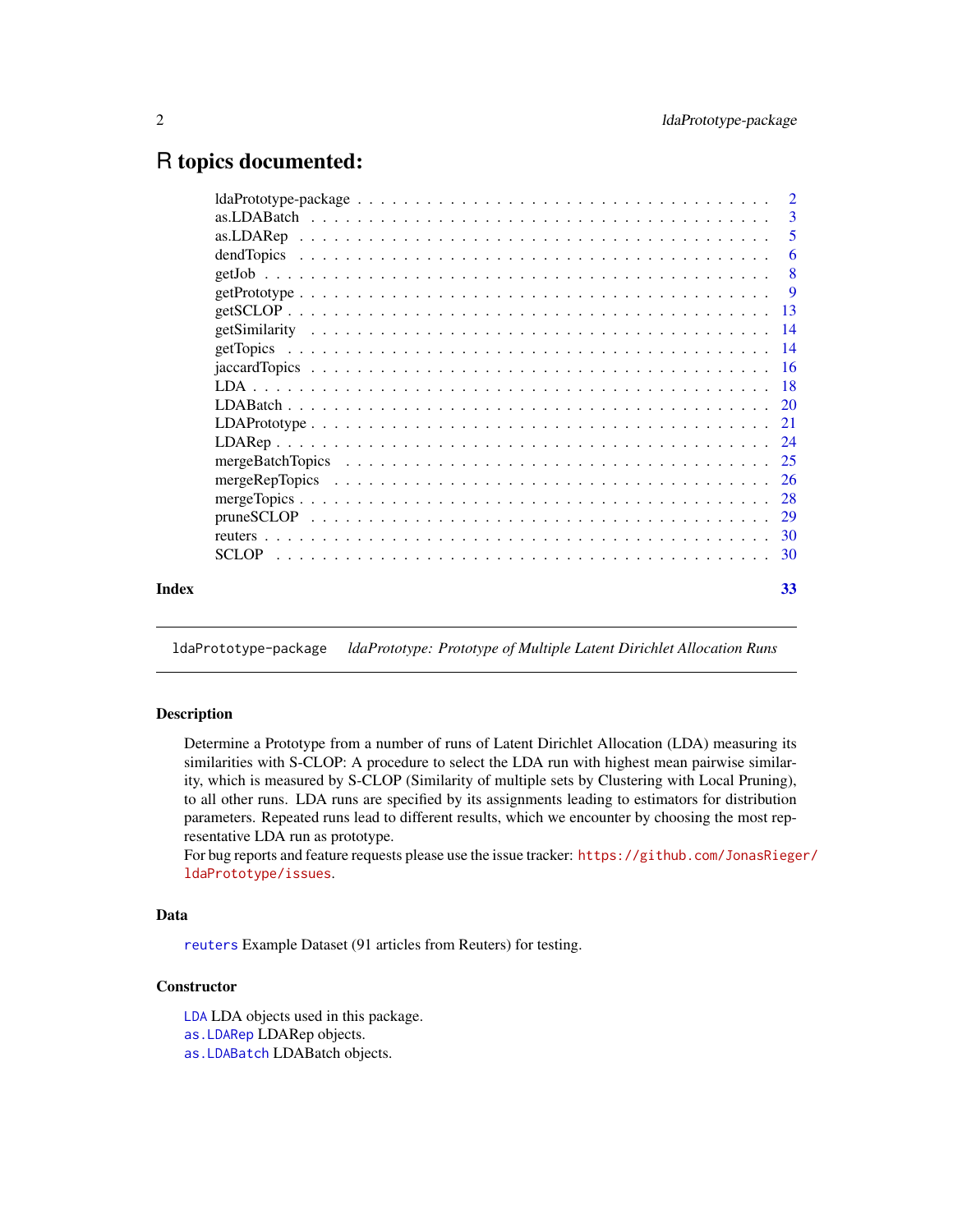# R topics documented:

| | |
|---|---|
| ldaPrototype-package | 2 |
| as.LDABatch | 3 |
| as.LDARep | 5 |
| dendTopics | 6 |
| getJob | 8 |
| getPrototype | 9 |
| getSCLOP | 13 |
| getSimilarity | 14 |
| getTopics | 14 |
| jaccardTopics | 16 |
| LDA | 18 |
| LDABatch | 20 |
| LDAPrototype | 21 |
| LDARep | 24 |
| mergeBatchTopics | 25 |
| mergeRepTopics | 26 |
| mergeTopics | 28 |
| pruneSCLOP | 29 |
| reuters | 30 |
| SCLOP | 30 |
| **Index** | **33** |

---

`ldaPrototype-package` *ldaPrototype: Prototype of Multiple Latent Dirichlet Allocation Runs*

---

## Description

Determine a Prototype from a number of runs of Latent Dirichlet Allocation (LDA) measuring its similarities with S-CLOP: A procedure to select the LDA run with highest mean pairwise similarity, which is measured by S-CLOP (Similarity of multiple sets by Clustering with Local Pruning), to all other runs. LDA runs are specified by its assignments leading to estimators for distribution parameters. Repeated runs lead to different results, which we encounter by choosing the most representative LDA run as prototype.
For bug reports and feature requests please use the issue tracker: https://github.com/JonasRieger/ldaPrototype/issues.

## Data

`reuters` Example Dataset (91 articles from Reuters) for testing.

## Constructor

`LDA` LDA objects used in this package.
`as.LDARep` LDARep objects.
`as.LDABatch` LDABatch objects.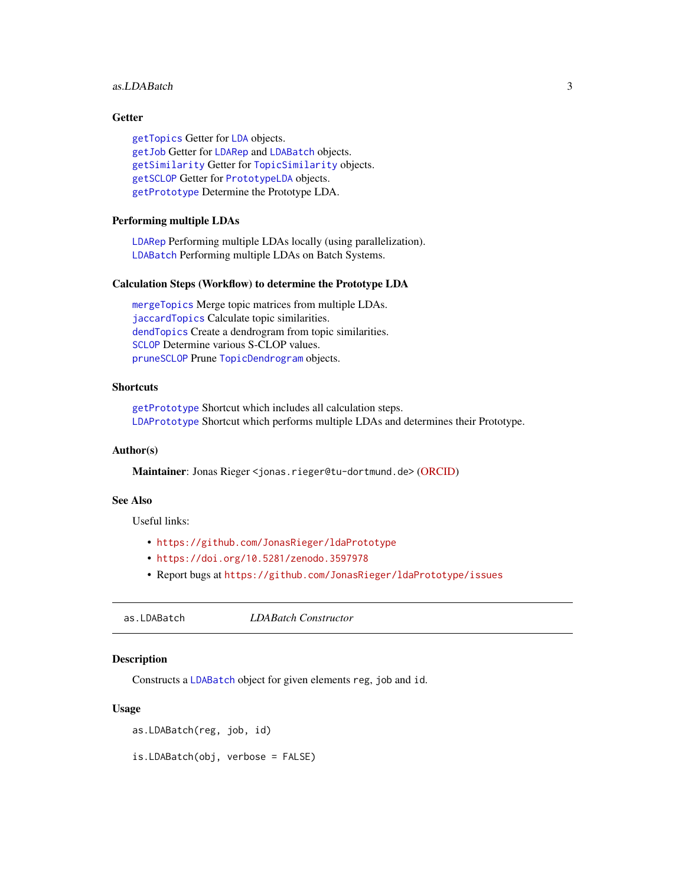### Getter

`getTopics` Getter for `LDA` objects.
`getJob` Getter for `LDARep` and `LDABatch` objects.
`getSimilarity` Getter for `TopicSimilarity` objects.
`getSCLOP` Getter for `PrototypeLDA` objects.
`getPrototype` Determine the Prototype LDA.

### Performing multiple LDAs

`LDARep` Performing multiple LDAs locally (using parallelization).
`LDABatch` Performing multiple LDAs on Batch Systems.

### Calculation Steps (Workflow) to determine the Prototype LDA

`mergeTopics` Merge topic matrices from multiple LDAs.
`jaccardTopics` Calculate topic similarities.
`dendTopics` Create a dendrogram from topic similarities.
`SCLOP` Determine various S-CLOP values.
`pruneSCLOP` Prune `TopicDendrogram` objects.

### Shortcuts

`getPrototype` Shortcut which includes all calculation steps.
`LDAPrototype` Shortcut which performs multiple LDAs and determines their Prototype.

### Author(s)

**Maintainer**: Jonas Rieger <`jonas.rieger@tu-dortmund.de`> (ORCID)

### See Also

Useful links:

- `https://github.com/JonasRieger/ldaPrototype`
- `https://doi.org/10.5281/zenodo.3597978`
- Report bugs at `https://github.com/JonasRieger/ldaPrototype/issues`

---

## as.LDABatch — *LDABatch Constructor*

### Description

Constructs a `LDABatch` object for given elements `reg`, `job` and `id`.

### Usage

```
as.LDABatch(reg, job, id)

is.LDABatch(obj, verbose = FALSE)
```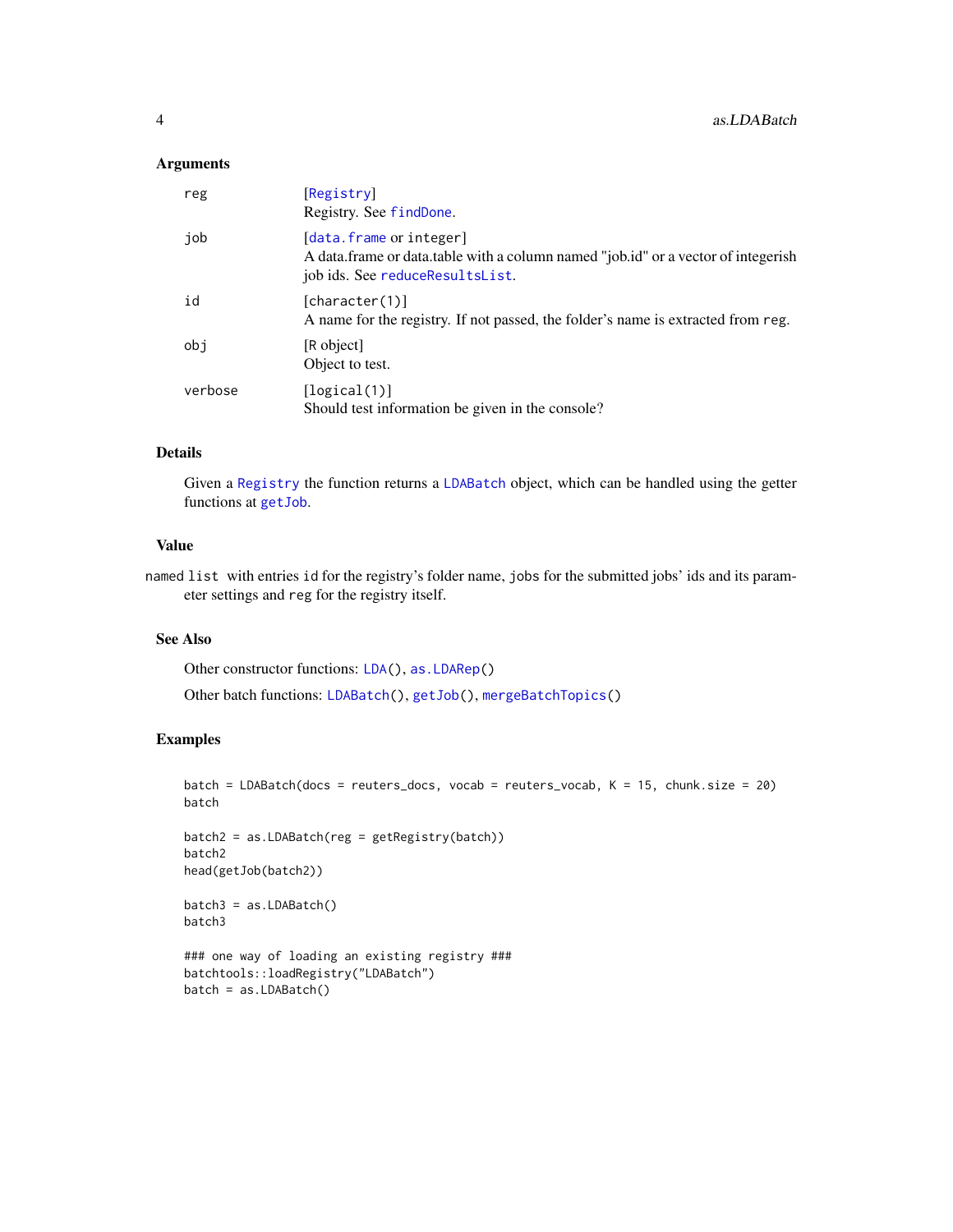### Arguments

| | |
|---|---|
| reg | [Registry]<br>Registry. See findDone. |
| job | [data.frame or integer]<br>A data.frame or data.table with a column named "job.id" or a vector of integerish job ids. See reduceResultsList. |
| id | [character(1)]<br>A name for the registry. If not passed, the folder's name is extracted from reg. |
| obj | [R object]<br>Object to test. |
| verbose | [logical(1)]<br>Should test information be given in the console? |

### Details

Given a Registry the function returns a LDABatch object, which can be handled using the getter functions at getJob.

### Value

named list with entries id for the registry's folder name, jobs for the submitted jobs' ids and its parameter settings and reg for the registry itself.

### See Also

Other constructor functions: LDA(), as.LDARep()

Other batch functions: LDABatch(), getJob(), mergeBatchTopics()

### Examples

```
batch = LDABatch(docs = reuters_docs, vocab = reuters_vocab, K = 15, chunk.size = 20)
batch

batch2 = as.LDABatch(reg = getRegistry(batch))
batch2
head(getJob(batch2))

batch3 = as.LDABatch()
batch3

### one way of loading an existing registry ###
batchtools::loadRegistry("LDABatch")
batch = as.LDABatch()
```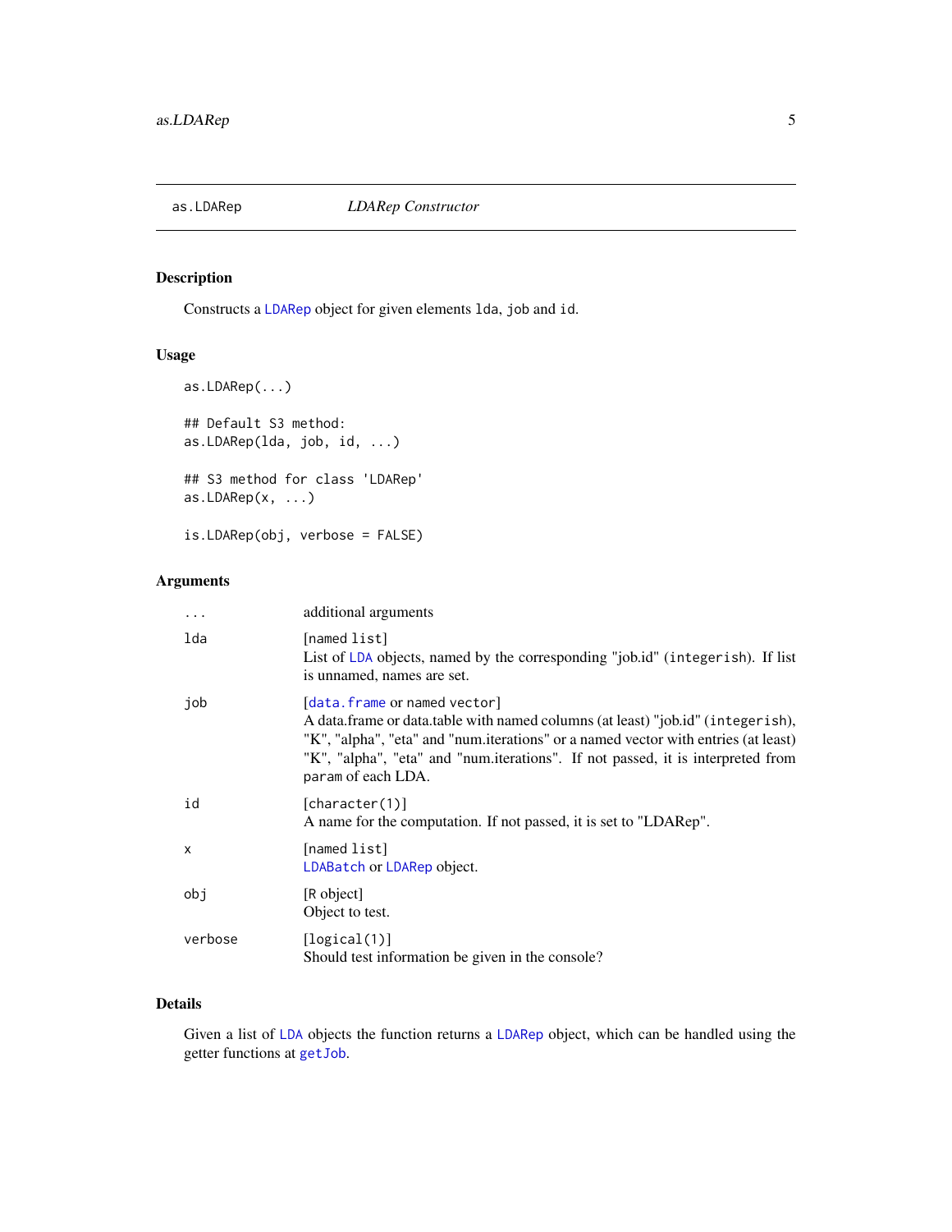## as.LDARep — *LDARep Constructor*

### Description

Constructs a LDARep object for given elements `lda`, `job` and `id`.

### Usage

```
as.LDARep(...)

## Default S3 method:
as.LDARep(lda, job, id, ...)

## S3 method for class 'LDARep'
as.LDARep(x, ...)

is.LDARep(obj, verbose = FALSE)
```

### Arguments

| | |
|---|---|
| `...` | additional arguments |
| `lda` | [`named list`]<br>List of LDA objects, named by the corresponding "job.id" (`integerish`). If list is unnamed, names are set. |
| `job` | [`data.frame` or named `vector`]<br>A data.frame or data.table with named columns (at least) "job.id" (`integerish`), "K", "alpha", "eta" and "num.iterations" or a named vector with entries (at least) "K", "alpha", "eta" and "num.iterations". If not passed, it is interpreted from `param` of each LDA. |
| `id` | [`character(1)`]<br>A name for the computation. If not passed, it is set to "LDARep". |
| `x` | [`named list`]<br>LDABatch or LDARep object. |
| `obj` | [`R object`]<br>Object to test. |
| `verbose` | [`logical(1)`]<br>Should test information be given in the console? |

### Details

Given a list of LDA objects the function returns a LDARep object, which can be handled using the getter functions at getJob.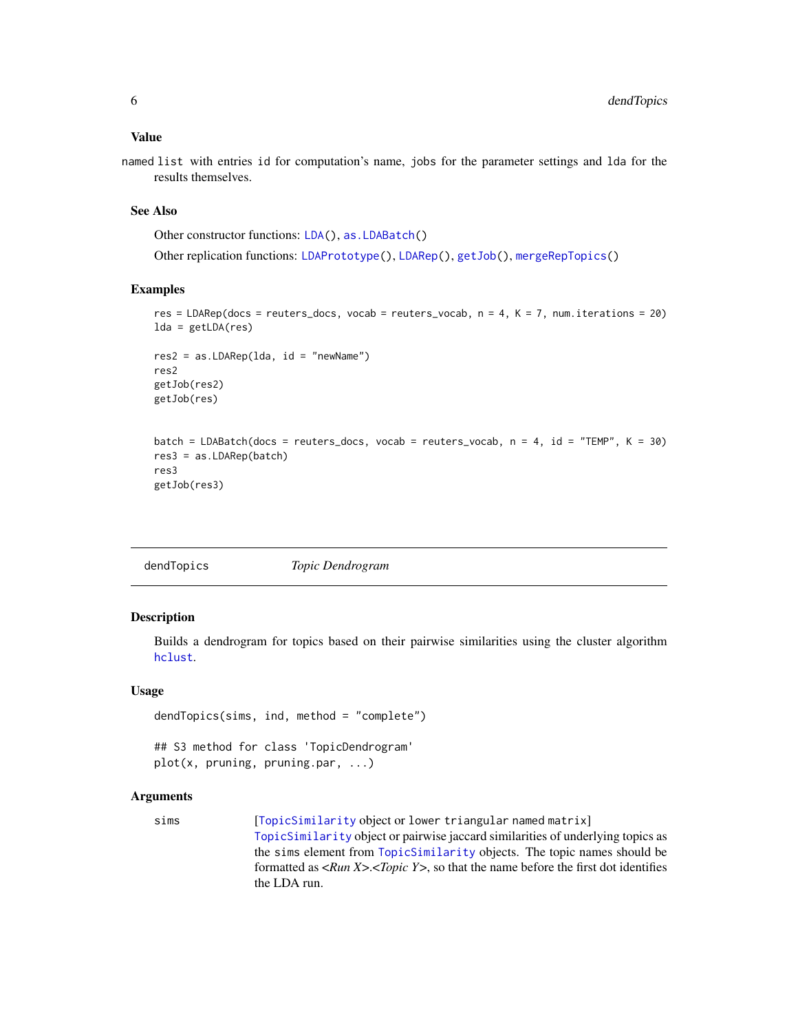### Value

named `list` with entries `id` for computation's name, `jobs` for the parameter settings and `lda` for the results themselves.

### See Also

Other constructor functions: `LDA()`, `as.LDABatch()`

Other replication functions: `LDAPrototype()`, `LDARep()`, `getJob()`, `mergeRepTopics()`

### Examples

```
res = LDARep(docs = reuters_docs, vocab = reuters_vocab, n = 4, K = 7, num.iterations = 20)
lda = getLDA(res)

res2 = as.LDARep(lda, id = "newName")
res2
getJob(res2)
getJob(res)


batch = LDABatch(docs = reuters_docs, vocab = reuters_vocab, n = 4, id = "TEMP", K = 30)
res3 = as.LDARep(batch)
res3
getJob(res3)
```

---

## dendTopics — *Topic Dendrogram*

### Description

Builds a dendrogram for topics based on their pairwise similarities using the cluster algorithm `hclust`.

### Usage

```
dendTopics(sims, ind, method = "complete")

## S3 method for class 'TopicDendrogram'
plot(x, pruning, pruning.par, ...)
```

### Arguments

| | |
|---|---|
| `sims` | [`TopicSimilarity` object or `lower triangular` named `matrix`] `TopicSimilarity` object or pairwise jaccard similarities of underlying topics as the `sims` element from `TopicSimilarity` objects. The topic names should be formatted as *<Run X>.<Topic Y>*, so that the name before the first dot identifies the LDA run. |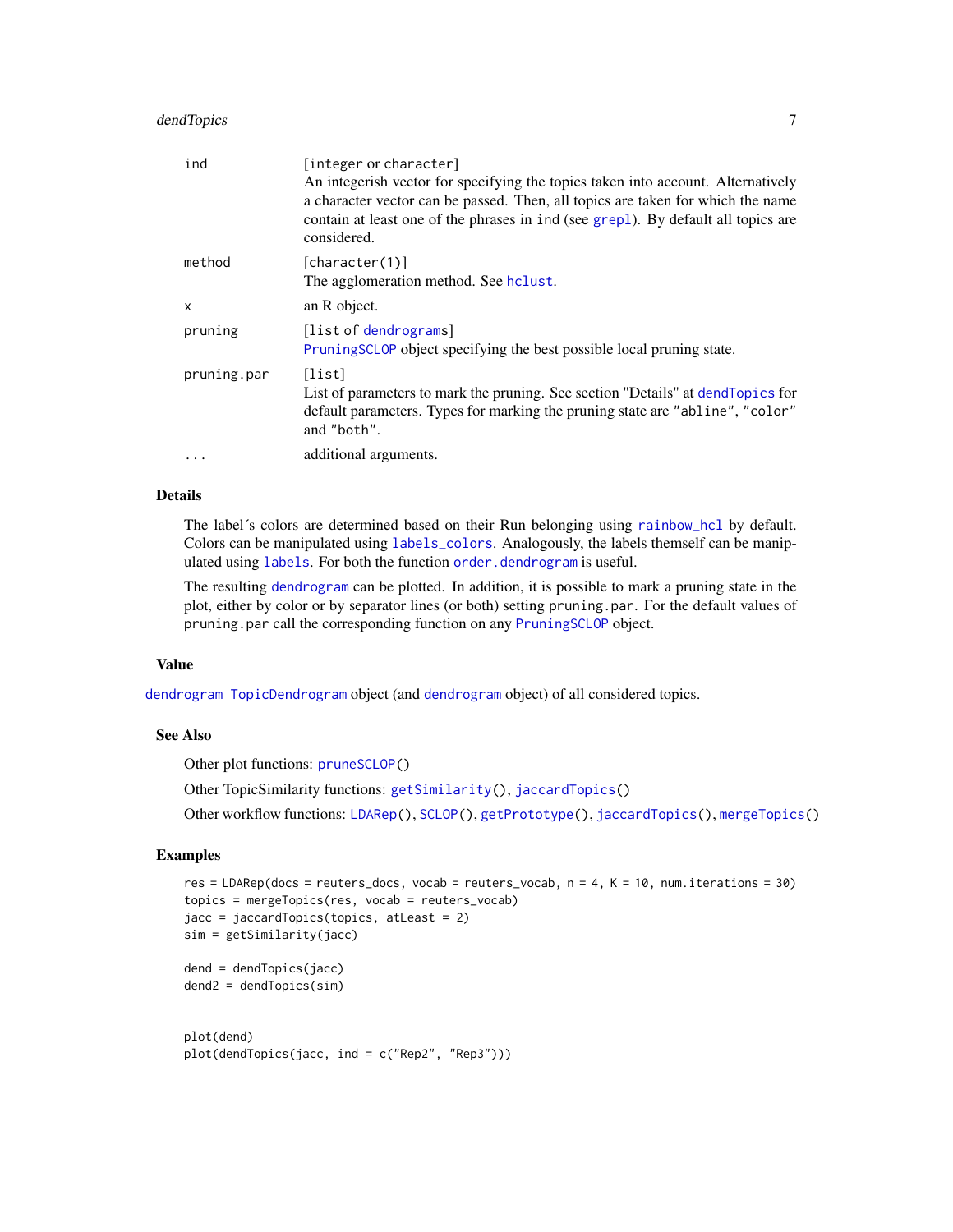| | |
|---|---|
| ind | [integer or character]<br>An integerish vector for specifying the topics taken into account. Alternatively a character vector can be passed. Then, all topics are taken for which the name contain at least one of the phrases in ind (see grepl). By default all topics are considered. |
| method | [character(1)]<br>The agglomeration method. See hclust. |
| x | an R object. |
| pruning | [list of dendrograms]<br>PruningSCLOP object specifying the best possible local pruning state. |
| pruning.par | [list]<br>List of parameters to mark the pruning. See section "Details" at dendTopics for default parameters. Types for marking the pruning state are "abline", "color" and "both". |
| ... | additional arguments. |

## Details

The label´s colors are determined based on their Run belonging using rainbow_hcl by default. Colors can be manipulated using labels_colors. Analogously, the labels themself can be manipulated using labels. For both the function order.dendrogram is useful.

The resulting dendrogram can be plotted. In addition, it is possible to mark a pruning state in the plot, either by color or by separator lines (or both) setting pruning.par. For the default values of pruning.par call the corresponding function on any PruningSCLOP object.

## Value

dendrogram TopicDendrogram object (and dendrogram object) of all considered topics.

## See Also

Other plot functions: pruneSCLOP()

Other TopicSimilarity functions: getSimilarity(), jaccardTopics()

Other workflow functions: LDARep(), SCLOP(), getPrototype(), jaccardTopics(), mergeTopics()

## Examples

```
res = LDARep(docs = reuters_docs, vocab = reuters_vocab, n = 4, K = 10, num.iterations = 30)
topics = mergeTopics(res, vocab = reuters_vocab)
jacc = jaccardTopics(topics, atLeast = 2)
sim = getSimilarity(jacc)

dend = dendTopics(jacc)
dend2 = dendTopics(sim)


plot(dend)
plot(dendTopics(jacc, ind = c("Rep2", "Rep3")))
```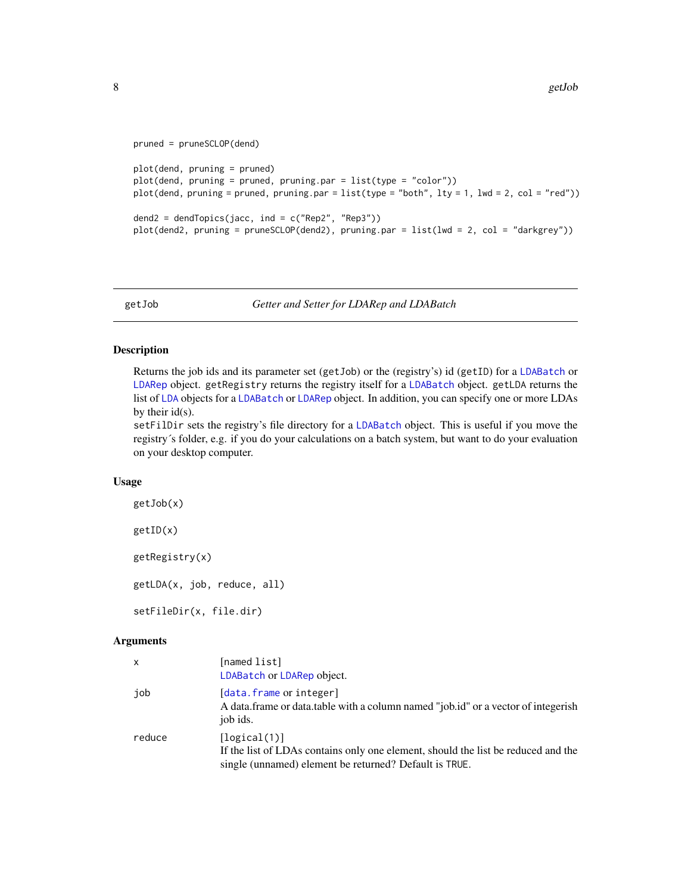```
pruned = pruneSCLOP(dend)

plot(dend, pruning = pruned)
plot(dend, pruning = pruned, pruning.par = list(type = "color"))
plot(dend, pruning = pruned, pruning.par = list(type = "both", lty = 1, lwd = 2, col = "red"))

dend2 = dendTopics(jacc, ind = c("Rep2", "Rep3"))
plot(dend2, pruning = pruneSCLOP(dend2), pruning.par = list(lwd = 2, col = "darkgrey"))
```

## getJob — *Getter and Setter for LDARep and LDABatch*

### Description

Returns the job ids and its parameter set (`getJob`) or the (registry's) id (`getID`) for a `LDABatch` or `LDARep` object. `getRegistry` returns the registry itself for a `LDABatch` object. `getLDA` returns the list of `LDA` objects for a `LDABatch` or `LDARep` object. In addition, you can specify one or more LDAs by their id(s).

`setFilDir` sets the registry's file directory for a `LDABatch` object. This is useful if you move the registry´s folder, e.g. if you do your calculations on a batch system, but want to do your evaluation on your desktop computer.

### Usage

```
getJob(x)

getID(x)

getRegistry(x)

getLDA(x, job, reduce, all)

setFileDir(x, file.dir)
```

### Arguments

| | |
|---|---|
| `x` | [`named list`]<br>`LDABatch` or `LDARep` object. |
| `job` | [`data.frame` or `integer`]<br>A data.frame or data.table with a column named "job.id" or a vector of integerish job ids. |
| `reduce` | [`logical(1)`]<br>If the list of LDAs contains only one element, should the list be reduced and the single (unnamed) element be returned? Default is `TRUE`. |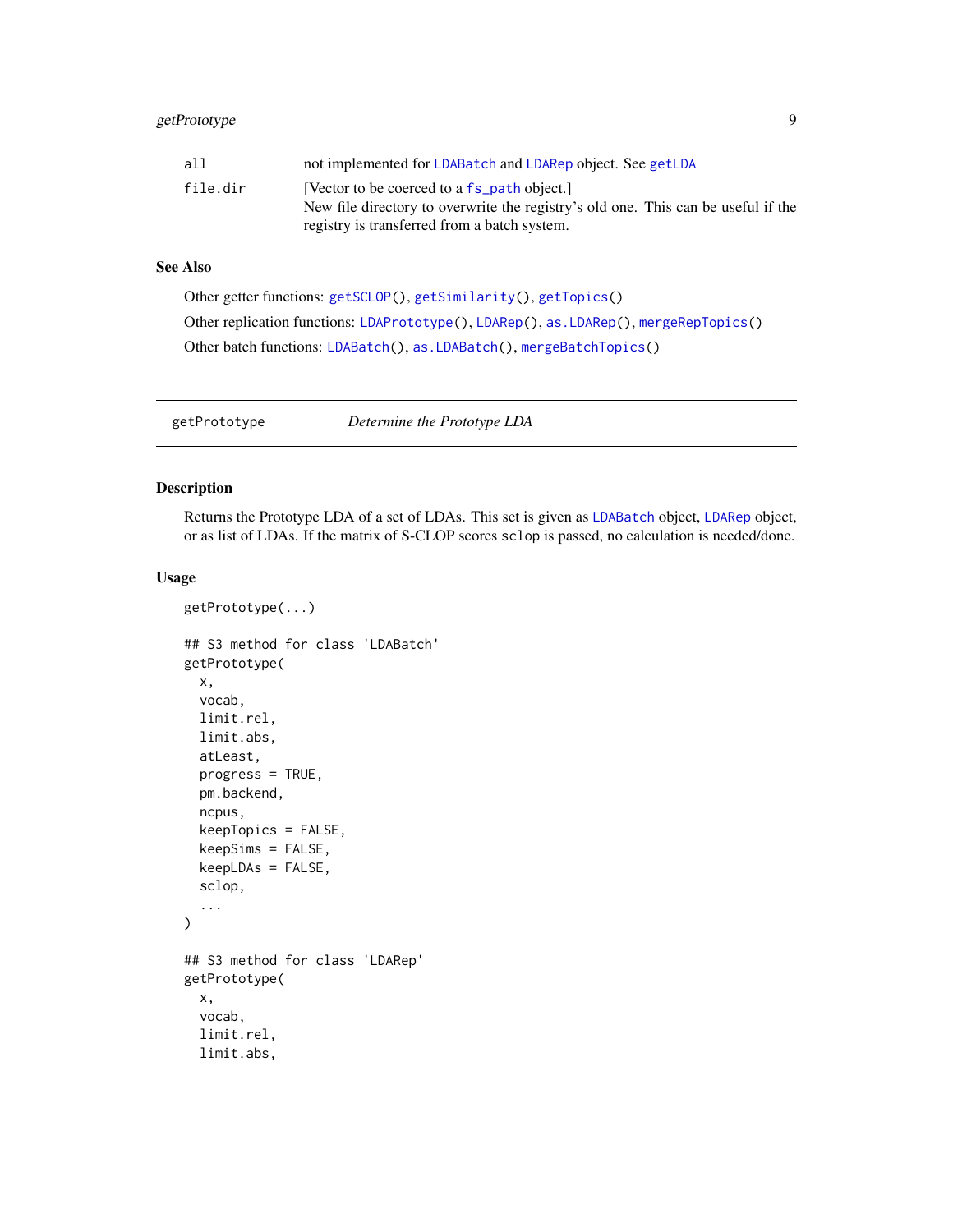| | |
|---|---|
| all | not implemented for LDABatch and LDARep object. See getLDA |
| file.dir | [Vector to be coerced to a fs_path object.] New file directory to overwrite the registry's old one. This can be useful if the registry is transferred from a batch system. |

### See Also

Other getter functions: getSCLOP(), getSimilarity(), getTopics()

Other replication functions: LDAPrototype(), LDARep(), as.LDARep(), mergeRepTopics()

Other batch functions: LDABatch(), as.LDABatch(), mergeBatchTopics()

---

## getPrototype — *Determine the Prototype LDA*

---

### Description

Returns the Prototype LDA of a set of LDAs. This set is given as LDABatch object, LDARep object, or as list of LDAs. If the matrix of S-CLOP scores sclop is passed, no calculation is needed/done.

### Usage

```
getPrototype(...)

## S3 method for class 'LDABatch'
getPrototype(
  x,
  vocab,
  limit.rel,
  limit.abs,
  atLeast,
  progress = TRUE,
  pm.backend,
  ncpus,
  keepTopics = FALSE,
  keepSims = FALSE,
  keepLDAs = FALSE,
  sclop,
  ...
)

## S3 method for class 'LDARep'
getPrototype(
  x,
  vocab,
  limit.rel,
  limit.abs,
```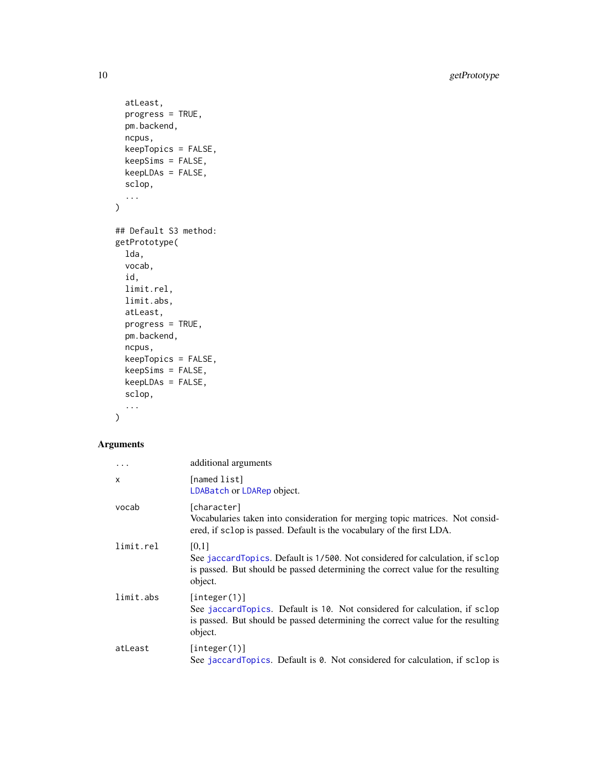```
  atLeast,
  progress = TRUE,
  pm.backend,
  ncpus,
  keepTopics = FALSE,
  keepSims = FALSE,
  keepLDAs = FALSE,
  sclop,
  ...
)

## Default S3 method:
getPrototype(
  lda,
  vocab,
  id,
  limit.rel,
  limit.abs,
  atLeast,
  progress = TRUE,
  pm.backend,
  ncpus,
  keepTopics = FALSE,
  keepSims = FALSE,
  keepLDAs = FALSE,
  sclop,
  ...
)
```

### Arguments

| | |
|---|---|
| `...` | additional arguments |
| `x` | [named list]<br>LDABatch or LDARep object. |
| `vocab` | [character]<br>Vocabularies taken into consideration for merging topic matrices. Not considered, if sclop is passed. Default is the vocabulary of the first LDA. |
| `limit.rel` | [0,1]<br>See jaccardTopics. Default is 1/500. Not considered for calculation, if sclop is passed. But should be passed determining the correct value for the resulting object. |
| `limit.abs` | [integer(1)]<br>See jaccardTopics. Default is 10. Not considered for calculation, if sclop is passed. But should be passed determining the correct value for the resulting object. |
| `atLeast` | [integer(1)]<br>See jaccardTopics. Default is 0. Not considered for calculation, if sclop is |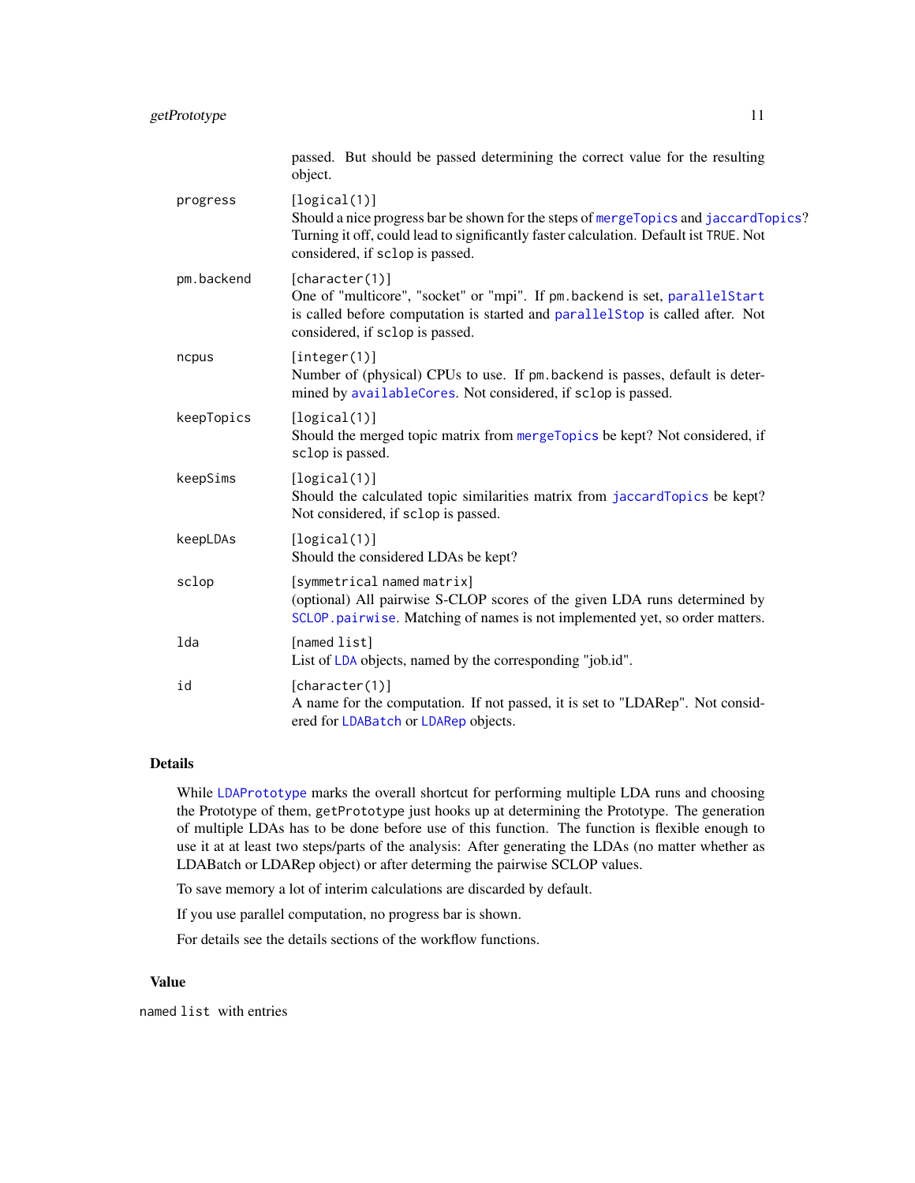passed. But should be passed determining the correct value for the resulting object.

**progress**
: [logical(1)]
  Should a nice progress bar be shown for the steps of `mergeTopics` and `jaccardTopics`? Turning it off, could lead to significantly faster calculation. Default ist `TRUE`. Not considered, if `sclop` is passed.

**pm.backend**
: [character(1)]
  One of "multicore", "socket" or "mpi". If `pm.backend` is set, `parallelStart` is called before computation is started and `parallelStop` is called after. Not considered, if `sclop` is passed.

**ncpus**
: [integer(1)]
  Number of (physical) CPUs to use. If `pm.backend` is passes, default is determined by `availableCores`. Not considered, if `sclop` is passed.

**keepTopics**
: [logical(1)]
  Should the merged topic matrix from `mergeTopics` be kept? Not considered, if `sclop` is passed.

**keepSims**
: [logical(1)]
  Should the calculated topic similarities matrix from `jaccardTopics` be kept? Not considered, if `sclop` is passed.

**keepLDAs**
: [logical(1)]
  Should the considered LDAs be kept?

**sclop**
: [symmetrical named matrix]
  (optional) All pairwise S-CLOP scores of the given LDA runs determined by `SCLOP.pairwise`. Matching of names is not implemented yet, so order matters.

**lda**
: [named list]
  List of `LDA` objects, named by the corresponding "job.id".

**id**
: [character(1)]
  A name for the computation. If not passed, it is set to "LDARep". Not considered for `LDABatch` or `LDARep` objects.

## Details

While `LDAPrototype` marks the overall shortcut for performing multiple LDA runs and choosing the Prototype of them, `getPrototype` just hooks up at determining the Prototype. The generation of multiple LDAs has to be done before use of this function. The function is flexible enough to use it at at least two steps/parts of the analysis: After generating the LDAs (no matter whether as LDABatch or LDARep object) or after determing the pairwise SCLOP values.

To save memory a lot of interim calculations are discarded by default.

If you use parallel computation, no progress bar is shown.

For details see the details sections of the workflow functions.

## Value

named `list` with entries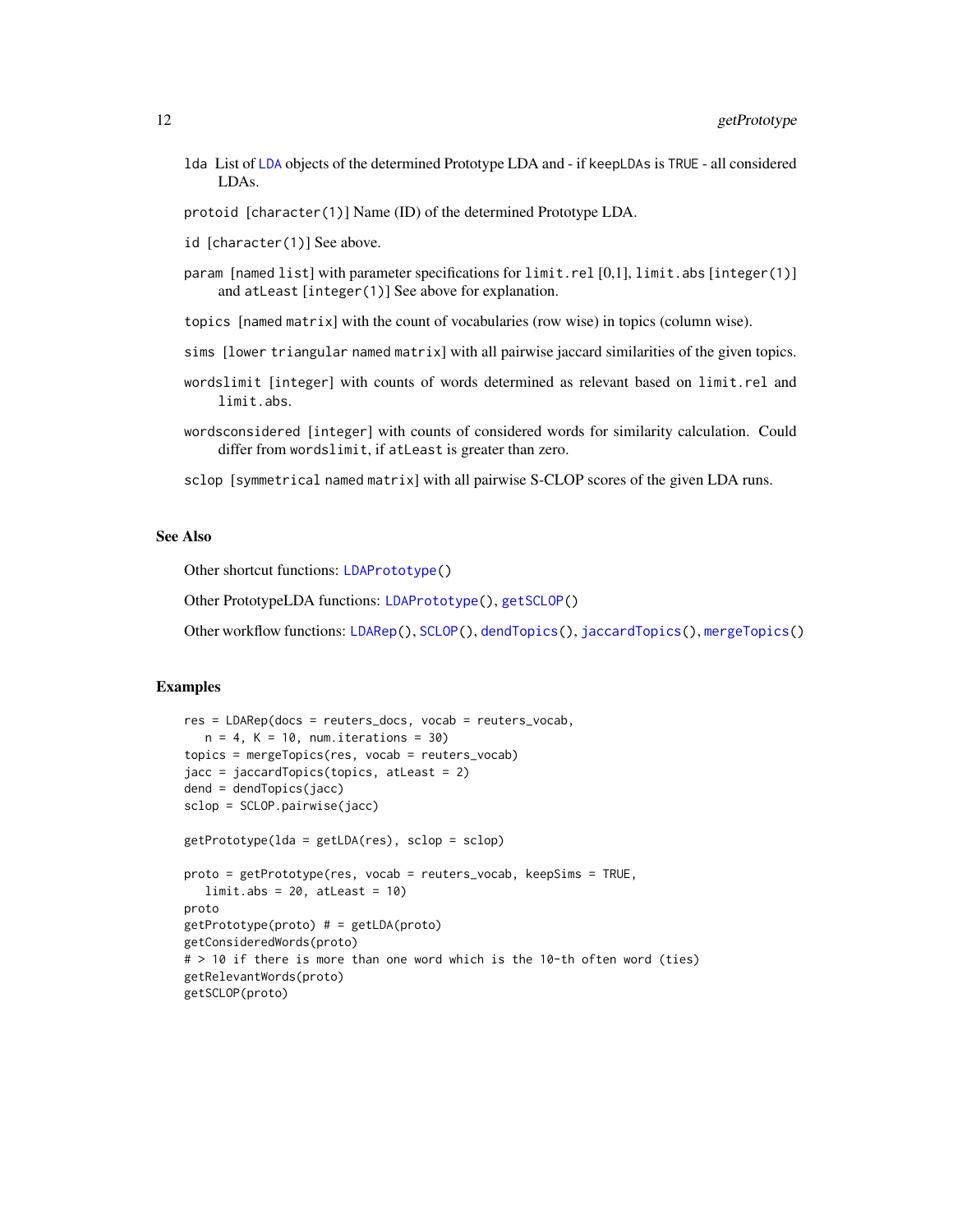lda List of `LDA` objects of the determined Prototype LDA and - if `keepLDAs` is `TRUE` - all considered LDAs.

`protoid` [`character(1)`] Name (ID) of the determined Prototype LDA.

`id` [`character(1)`] See above.

`param` [named `list`] with parameter specifications for `limit.rel` [0,1], `limit.abs` [`integer(1)`] and `atLeast` [`integer(1)`] See above for explanation.

`topics` [named `matrix`] with the count of vocabularies (row wise) in topics (column wise).

`sims` [lower `triangular` named `matrix`] with all pairwise jaccard similarities of the given topics.

`wordslimit` [`integer`] with counts of words determined as relevant based on `limit.rel` and `limit.abs`.

`wordsconsidered` [`integer`] with counts of considered words for similarity calculation. Could differ from `wordslimit`, if `atLeast` is greater than zero.

`sclop` [`symmetrical` named `matrix`] with all pairwise S-CLOP scores of the given LDA runs.

## See Also

Other shortcut functions: `LDAPrototype()`

Other PrototypeLDA functions: `LDAPrototype()`, `getSCLOP()`

Other workflow functions: `LDARep()`, `SCLOP()`, `dendTopics()`, `jaccardTopics()`, `mergeTopics()`

## Examples

```
res = LDARep(docs = reuters_docs, vocab = reuters_vocab,
   n = 4, K = 10, num.iterations = 30)
topics = mergeTopics(res, vocab = reuters_vocab)
jacc = jaccardTopics(topics, atLeast = 2)
dend = dendTopics(jacc)
sclop = SCLOP.pairwise(jacc)

getPrototype(lda = getLDA(res), sclop = sclop)

proto = getPrototype(res, vocab = reuters_vocab, keepSims = TRUE,
   limit.abs = 20, atLeast = 10)
proto
getPrototype(proto) # = getLDA(proto)
getConsideredWords(proto)
# > 10 if there is more than one word which is the 10-th often word (ties)
getRelevantWords(proto)
getSCLOP(proto)
```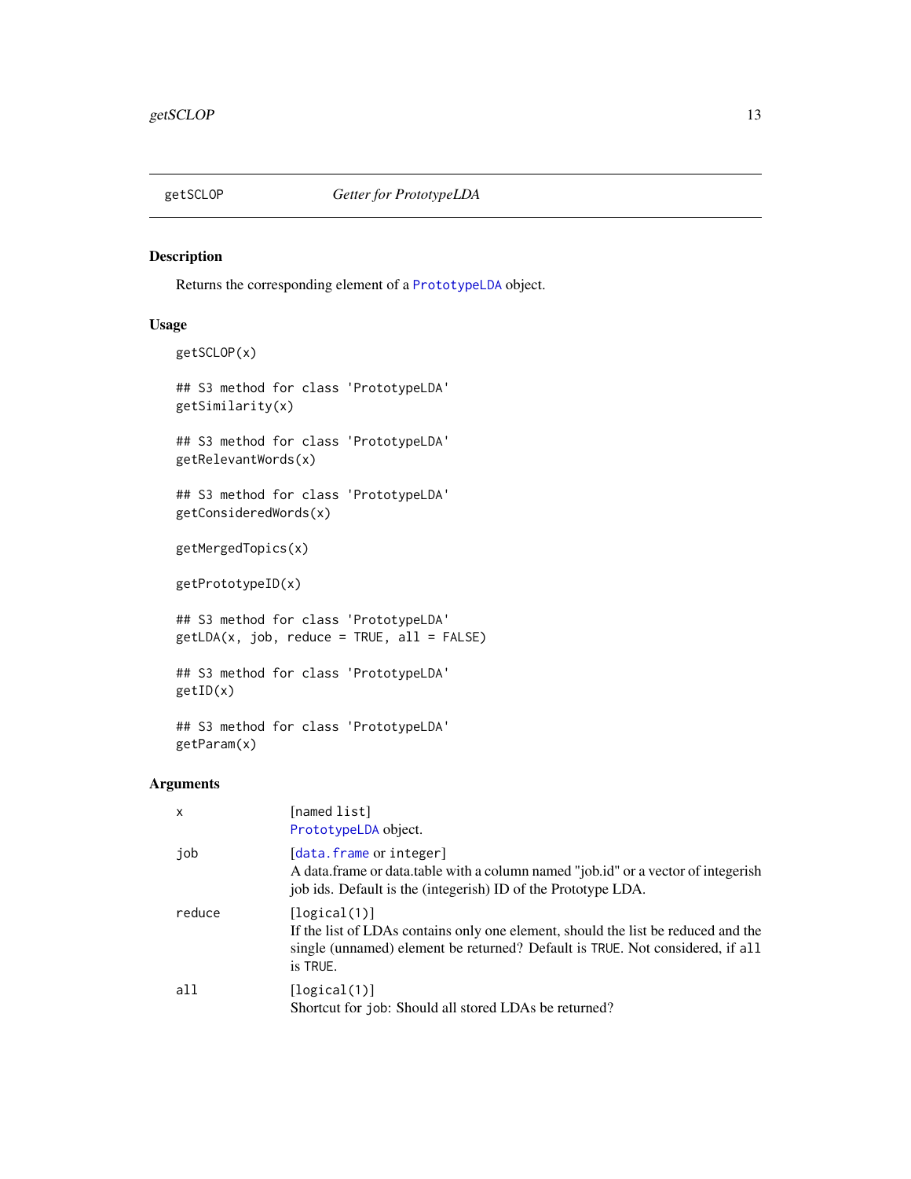# getSCLOP *Getter for PrototypeLDA*

## Description

Returns the corresponding element of a PrototypeLDA object.

## Usage

```
getSCLOP(x)

## S3 method for class 'PrototypeLDA'
getSimilarity(x)

## S3 method for class 'PrototypeLDA'
getRelevantWords(x)

## S3 method for class 'PrototypeLDA'
getConsideredWords(x)

getMergedTopics(x)

getPrototypeID(x)

## S3 method for class 'PrototypeLDA'
getLDA(x, job, reduce = TRUE, all = FALSE)

## S3 method for class 'PrototypeLDA'
getID(x)

## S3 method for class 'PrototypeLDA'
getParam(x)
```

## Arguments

| | |
|---|---|
| x | [named list]<br>PrototypeLDA object. |
| job | [data.frame or integer]<br>A data.frame or data.table with a column named "job.id" or a vector of integerish job ids. Default is the (integerish) ID of the Prototype LDA. |
| reduce | [logical(1)]<br>If the list of LDAs contains only one element, should the list be reduced and the single (unnamed) element be returned? Default is TRUE. Not considered, if all is TRUE. |
| all | [logical(1)]<br>Shortcut for job: Should all stored LDAs be returned? |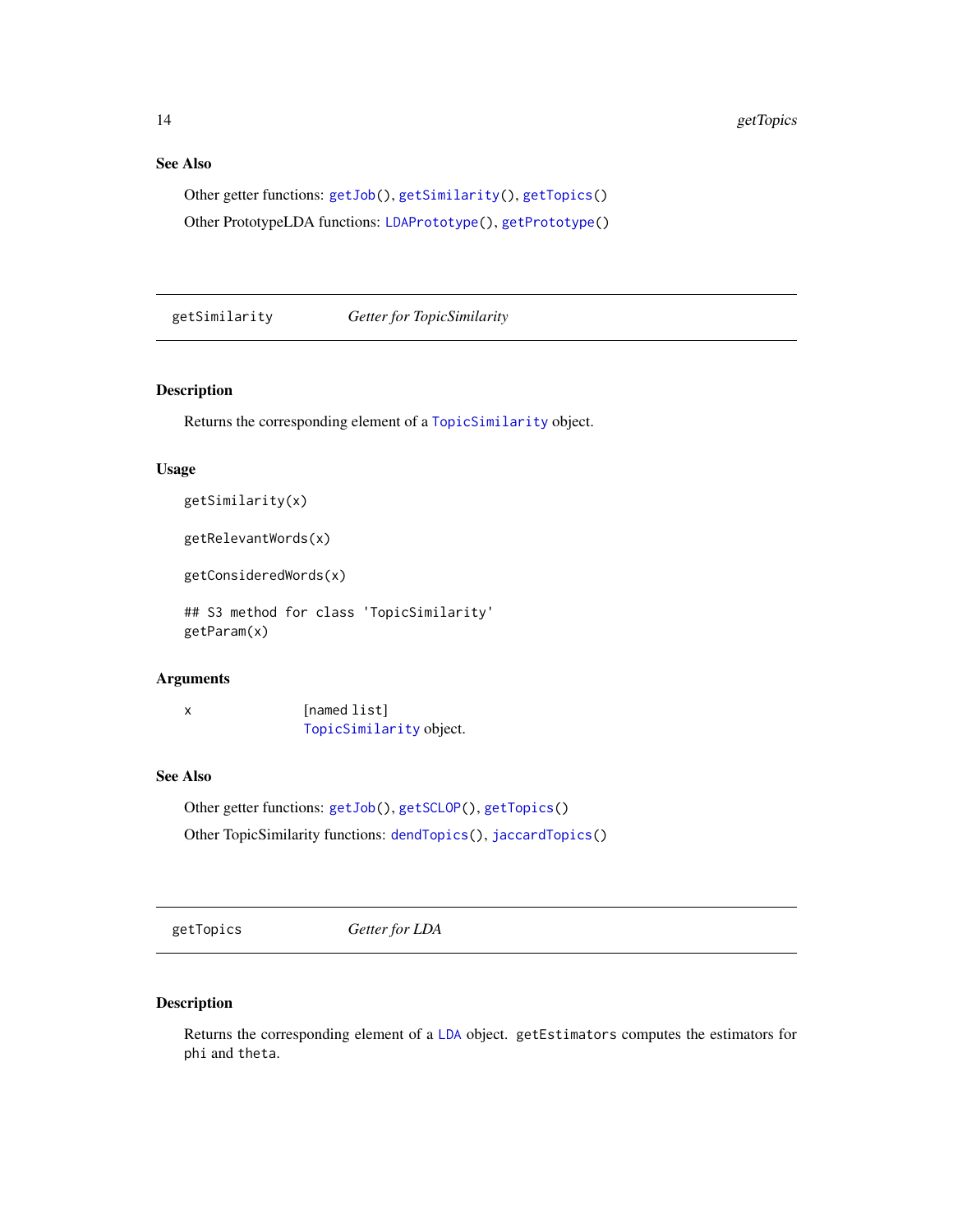### See Also

Other getter functions: `getJob()`, `getSimilarity()`, `getTopics()`

Other PrototypeLDA functions: `LDAPrototype()`, `getPrototype()`

---

## getSimilarity — *Getter for TopicSimilarity*

### Description

Returns the corresponding element of a `TopicSimilarity` object.

### Usage

```
getSimilarity(x)

getRelevantWords(x)

getConsideredWords(x)

## S3 method for class 'TopicSimilarity'
getParam(x)
```

### Arguments

| | |
|---|---|
| x | [named list] `TopicSimilarity` object. |

### See Also

Other getter functions: `getJob()`, `getSCLOP()`, `getTopics()`

Other TopicSimilarity functions: `dendTopics()`, `jaccardTopics()`

---

## getTopics — *Getter for LDA*

### Description

Returns the corresponding element of a `LDA` object. `getEstimators` computes the estimators for `phi` and `theta`.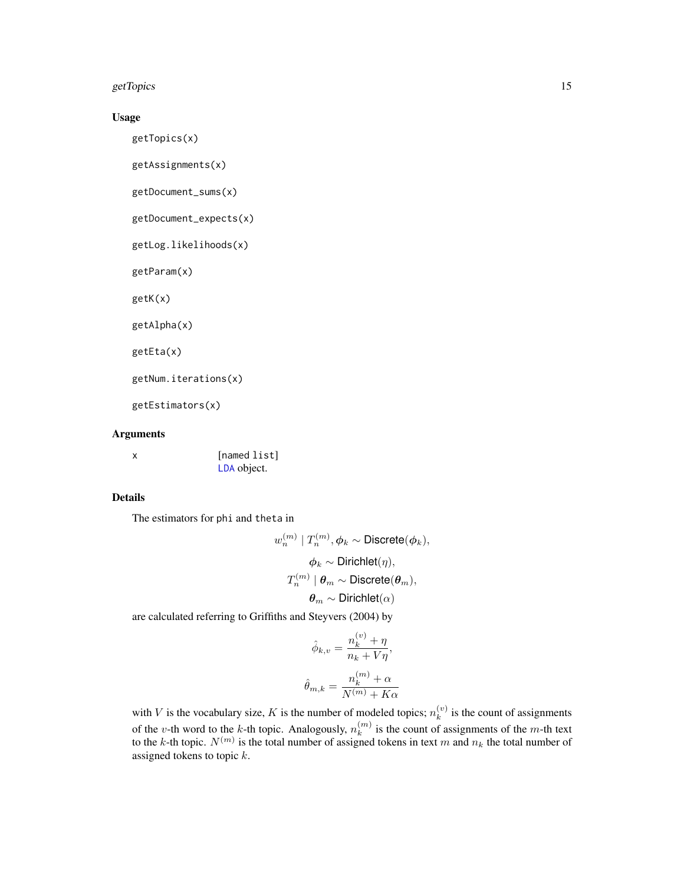## Usage

```
getTopics(x)

getAssignments(x)

getDocument_sums(x)

getDocument_expects(x)

getLog.likelihoods(x)

getParam(x)

getK(x)

getAlpha(x)

getEta(x)

getNum.iterations(x)

getEstimators(x)
```

## Arguments

| | |
|---|---|
| x | [named list] LDA object. |

## Details

The estimators for phi and theta in

$$w_n^{(m)} \mid T_n^{(m)}, \boldsymbol{\phi}_k \sim \text{Discrete}(\boldsymbol{\phi}_k),$$
$$\boldsymbol{\phi}_k \sim \text{Dirichlet}(\eta),$$
$$T_n^{(m)} \mid \boldsymbol{\theta}_m \sim \text{Discrete}(\boldsymbol{\theta}_m),$$
$$\boldsymbol{\theta}_m \sim \text{Dirichlet}(\alpha)$$

are calculated referring to Griffiths and Steyvers (2004) by

$$\hat{\phi}_{k,v} = \frac{n_k^{(v)} + \eta}{n_k + V\eta},$$

$$\hat{\theta}_{m,k} = \frac{n_k^{(m)} + \alpha}{N^{(m)} + K\alpha}$$

with $V$ is the vocabulary size, $K$ is the number of modeled topics; $n_k^{(v)}$ is the count of assignments of the $v$-th word to the $k$-th topic. Analogously, $n_k^{(m)}$ is the count of assignments of the $m$-th text to the $k$-th topic. $N^{(m)}$ is the total number of assigned tokens in text $m$ and $n_k$ the total number of assigned tokens to topic $k$.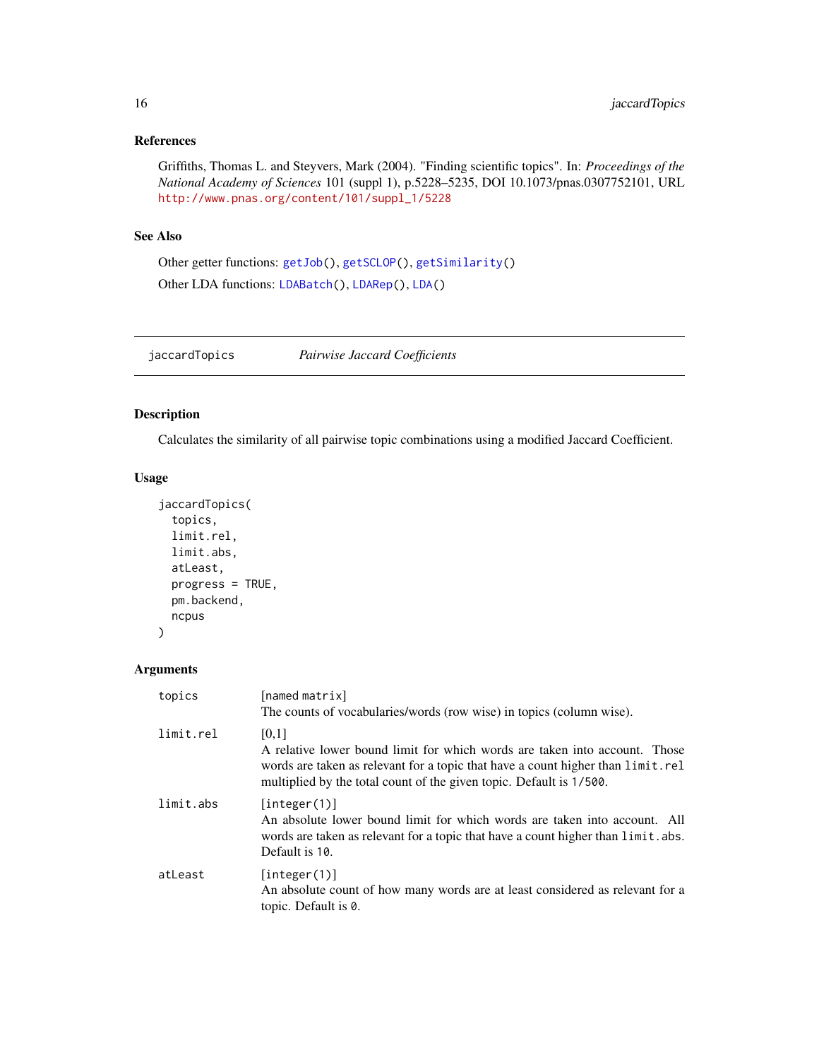### References

Griffiths, Thomas L. and Steyvers, Mark (2004). "Finding scientific topics". In: *Proceedings of the National Academy of Sciences* 101 (suppl 1), p.5228–5235, DOI 10.1073/pnas.0307752101, URL http://www.pnas.org/content/101/suppl_1/5228

### See Also

Other getter functions: `getJob()`, `getSCLOP()`, `getSimilarity()`

Other LDA functions: `LDABatch()`, `LDARep()`, `LDA()`

---

## jaccardTopics — *Pairwise Jaccard Coefficients*

### Description

Calculates the similarity of all pairwise topic combinations using a modified Jaccard Coefficient.

### Usage

```
jaccardTopics(
  topics,
  limit.rel,
  limit.abs,
  atLeast,
  progress = TRUE,
  pm.backend,
  ncpus
)
```

### Arguments

| | |
|---|---|
| `topics` | `[named matrix]`<br>The counts of vocabularies/words (row wise) in topics (column wise). |
| `limit.rel` | [0,1]<br>A relative lower bound limit for which words are taken into account. Those words are taken as relevant for a topic that have a count higher than `limit.rel` multiplied by the total count of the given topic. Default is `1/500`. |
| `limit.abs` | `[integer(1)]`<br>An absolute lower bound limit for which words are taken into account. All words are taken as relevant for a topic that have a count higher than `limit.abs`. Default is `10`. |
| `atLeast` | `[integer(1)]`<br>An absolute count of how many words are at least considered as relevant for a topic. Default is `0`. |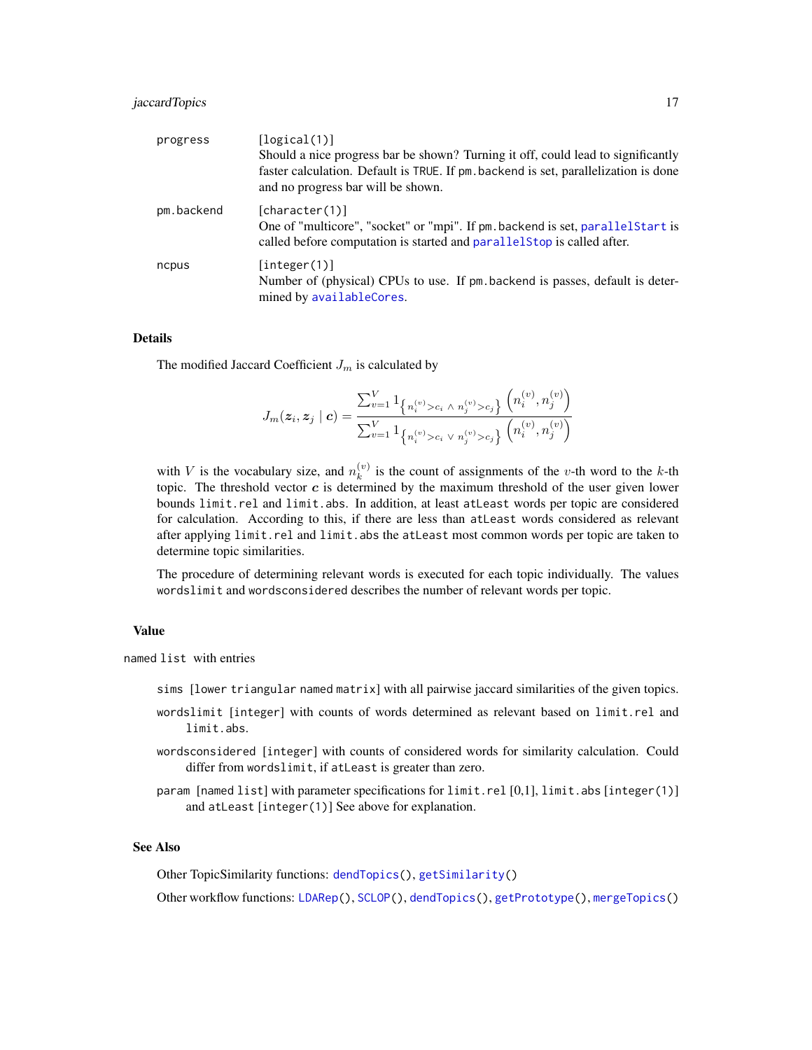progress
: [logical(1)]
Should a nice progress bar be shown? Turning it off, could lead to significantly faster calculation. Default is TRUE. If pm.backend is set, parallelization is done and no progress bar will be shown.

pm.backend
: [character(1)]
One of "multicore", "socket" or "mpi". If pm.backend is set, parallelStart is called before computation is started and parallelStop is called after.

ncpus
: [integer(1)]
Number of (physical) CPUs to use. If pm.backend is passes, default is determined by availableCores.

### Details

The modified Jaccard Coefficient $J_m$ is calculated by

$$J_m(\boldsymbol{z}_i, \boldsymbol{z}_j \mid \boldsymbol{c}) = \frac{\sum_{v=1}^{V} 1_{\left\{n_i^{(v)} > c_i \;\wedge\; n_j^{(v)} > c_j\right\}} \left(n_i^{(v)}, n_j^{(v)}\right)}{\sum_{v=1}^{V} 1_{\left\{n_i^{(v)} > c_i \;\vee\; n_j^{(v)} > c_j\right\}} \left(n_i^{(v)}, n_j^{(v)}\right)}$$

with $V$ is the vocabulary size, and $n_k^{(v)}$ is the count of assignments of the $v$-th word to the $k$-th topic. The threshold vector $\boldsymbol{c}$ is determined by the maximum threshold of the user given lower bounds limit.rel and limit.abs. In addition, at least atLeast words per topic are considered for calculation. According to this, if there are less than atLeast words considered as relevant after applying limit.rel and limit.abs the atLeast most common words per topic are taken to determine topic similarities.

The procedure of determining relevant words is executed for each topic individually. The values wordslimit and wordsconsidered describes the number of relevant words per topic.

### Value

named list with entries

- sims [lower triangular named matrix] with all pairwise jaccard similarities of the given topics.
- wordslimit [integer] with counts of words determined as relevant based on limit.rel and limit.abs.
- wordsconsidered [integer] with counts of considered words for similarity calculation. Could differ from wordslimit, if atLeast is greater than zero.
- param [named list] with parameter specifications for limit.rel [0,1], limit.abs [integer(1)] and atLeast [integer(1)] See above for explanation.

### See Also

Other TopicSimilarity functions: dendTopics(), getSimilarity()

Other workflow functions: LDARep(), SCLOP(), dendTopics(), getPrototype(), mergeTopics()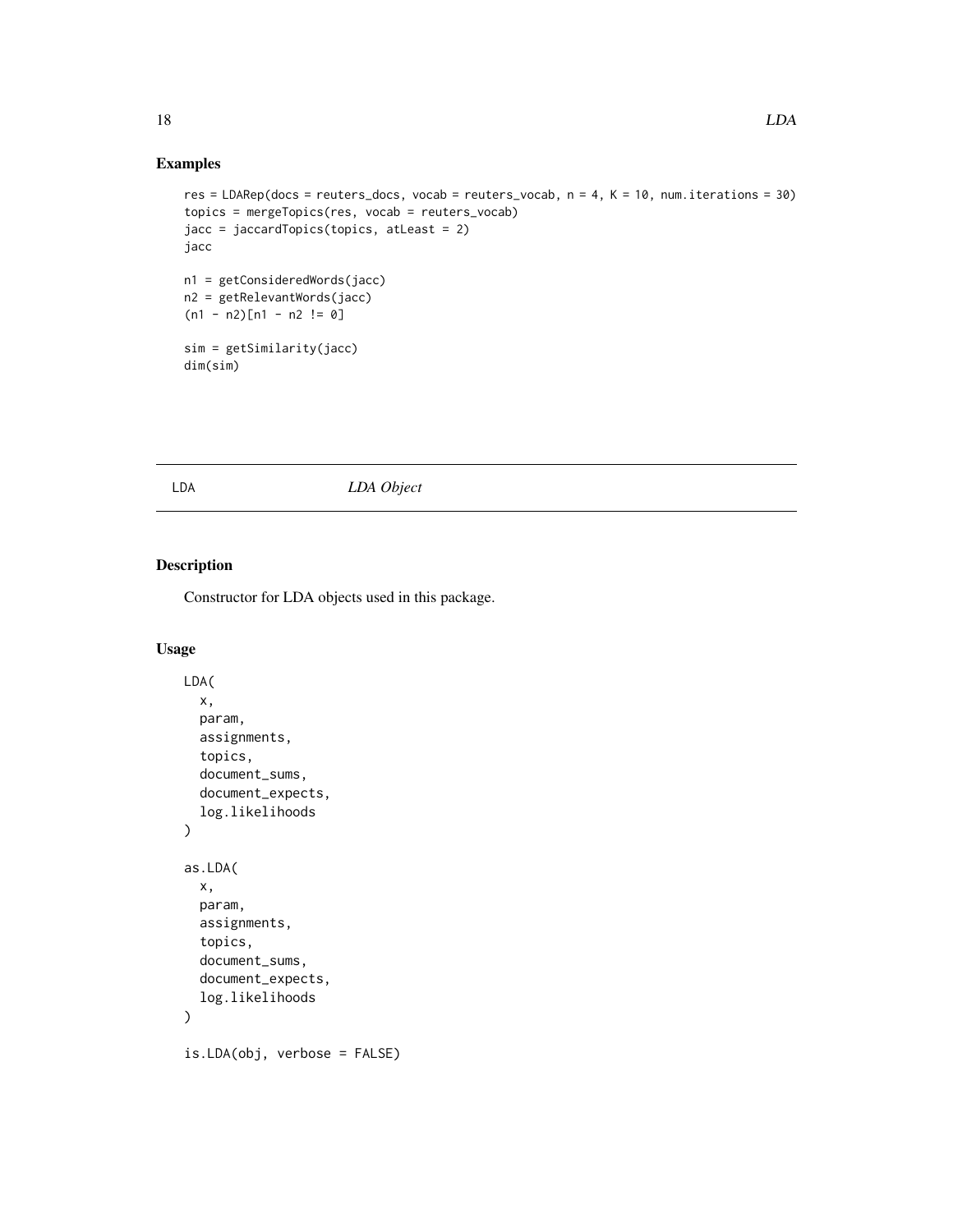## Examples

```
res = LDARep(docs = reuters_docs, vocab = reuters_vocab, n = 4, K = 10, num.iterations = 30)
topics = mergeTopics(res, vocab = reuters_vocab)
jacc = jaccardTopics(topics, atLeast = 2)
jacc

n1 = getConsideredWords(jacc)
n2 = getRelevantWords(jacc)
(n1 - n2)[n1 - n2 != 0]

sim = getSimilarity(jacc)
dim(sim)
```

---

# LDA *LDA Object*

---

## Description

Constructor for LDA objects used in this package.

## Usage

```
LDA(
  x,
  param,
  assignments,
  topics,
  document_sums,
  document_expects,
  log.likelihoods
)

as.LDA(
  x,
  param,
  assignments,
  topics,
  document_sums,
  document_expects,
  log.likelihoods
)

is.LDA(obj, verbose = FALSE)
```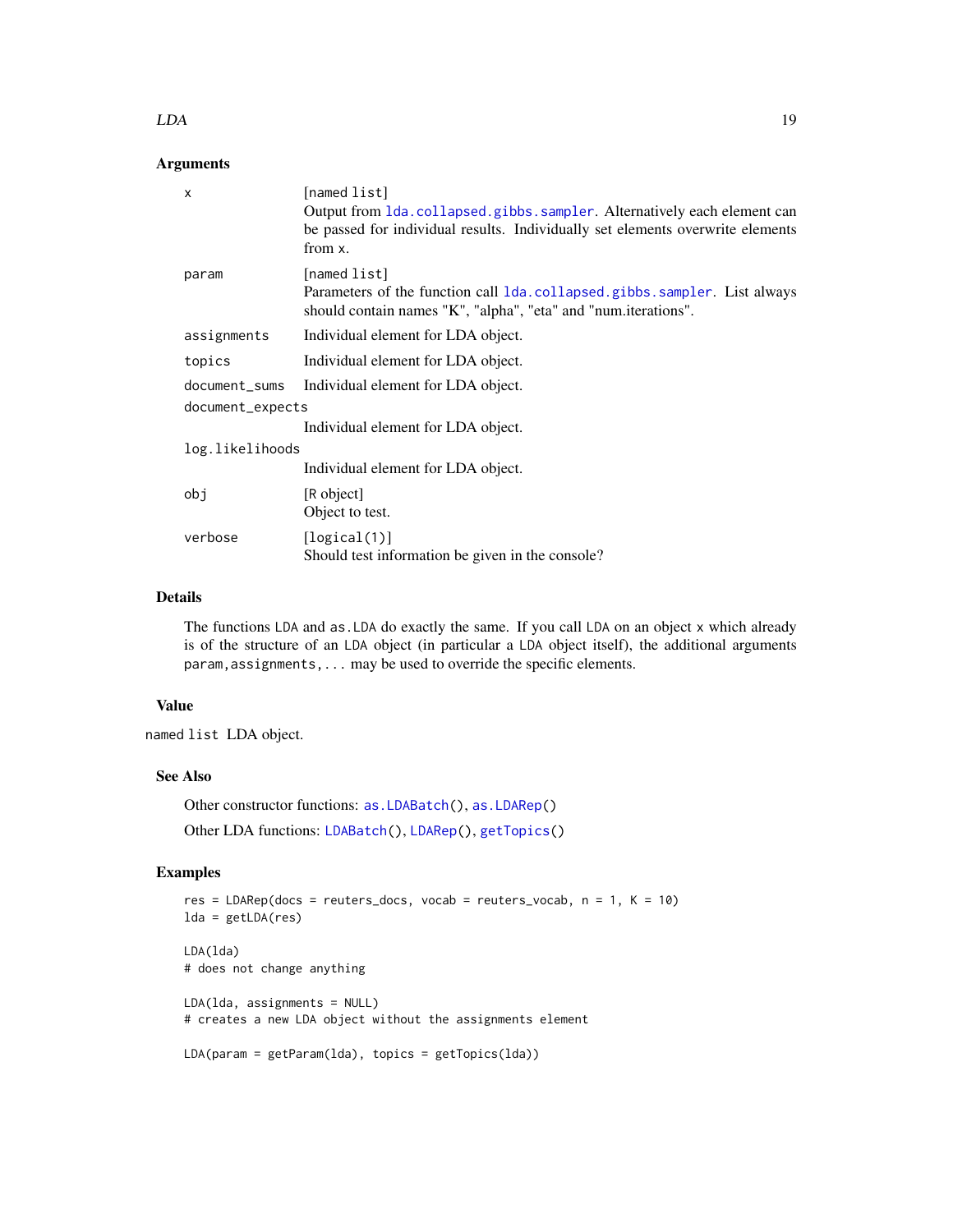### Arguments

| | |
|---|---|
| x | [named list]<br>Output from lda.collapsed.gibbs.sampler. Alternatively each element can be passed for individual results. Individually set elements overwrite elements from x. |
| param | [named list]<br>Parameters of the function call lda.collapsed.gibbs.sampler. List always should contain names "K", "alpha", "eta" and "num.iterations". |
| assignments | Individual element for LDA object. |
| topics | Individual element for LDA object. |
| document_sums | Individual element for LDA object. |
| document_expects | Individual element for LDA object. |
| log.likelihoods | Individual element for LDA object. |
| obj | [R object]<br>Object to test. |
| verbose | [logical(1)]<br>Should test information be given in the console? |

### Details

The functions LDA and as.LDA do exactly the same. If you call LDA on an object x which already is of the structure of an LDA object (in particular a LDA object itself), the additional arguments param,assignments,... may be used to override the specific elements.

### Value

named list LDA object.

### See Also

Other constructor functions: as.LDABatch(), as.LDARep()

Other LDA functions: LDABatch(), LDARep(), getTopics()

### Examples

```
res = LDARep(docs = reuters_docs, vocab = reuters_vocab, n = 1, K = 10)
lda = getLDA(res)

LDA(lda)
# does not change anything

LDA(lda, assignments = NULL)
# creates a new LDA object without the assignments element

LDA(param = getParam(lda), topics = getTopics(lda))
```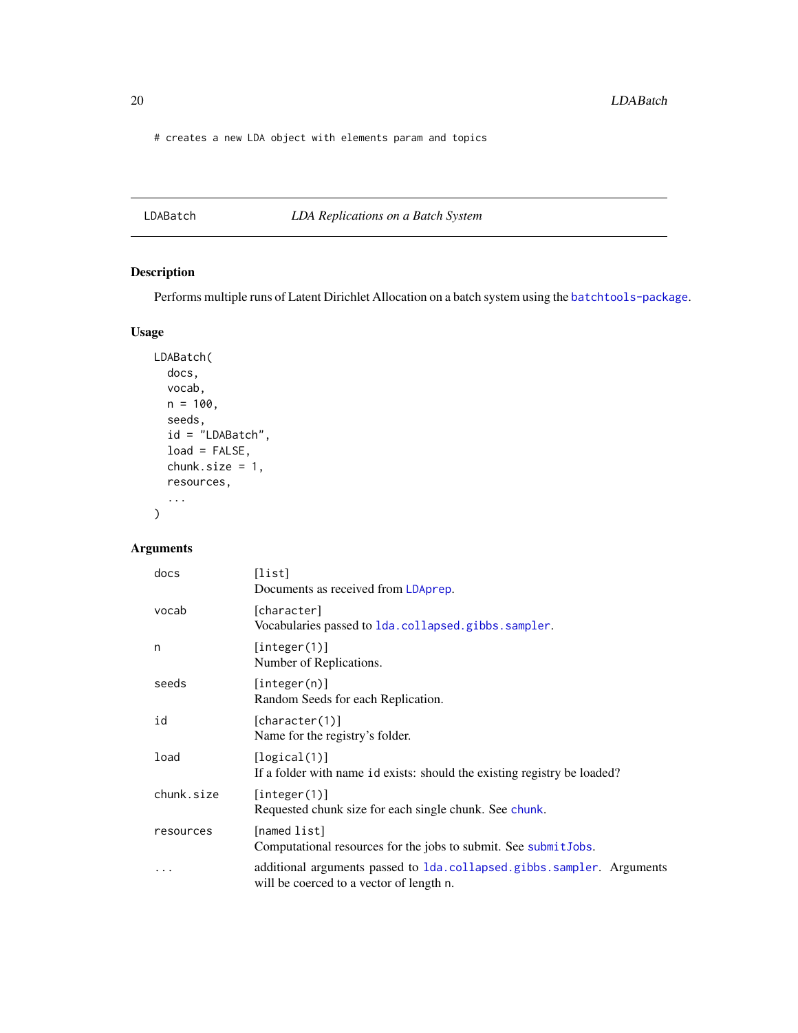```
# creates a new LDA object with elements param and topics
```

## LDABatch — *LDA Replications on a Batch System*

### Description

Performs multiple runs of Latent Dirichlet Allocation on a batch system using the batchtools-package.

### Usage

```
LDABatch(
  docs,
  vocab,
  n = 100,
  seeds,
  id = "LDABatch",
  load = FALSE,
  chunk.size = 1,
  resources,
  ...
)
```

### Arguments

| | |
|---|---|
| docs | [list] Documents as received from LDAprep. |
| vocab | [character] Vocabularies passed to lda.collapsed.gibbs.sampler. |
| n | [integer(1)] Number of Replications. |
| seeds | [integer(n)] Random Seeds for each Replication. |
| id | [character(1)] Name for the registry's folder. |
| load | [logical(1)] If a folder with name id exists: should the existing registry be loaded? |
| chunk.size | [integer(1)] Requested chunk size for each single chunk. See chunk. |
| resources | [named list] Computational resources for the jobs to submit. See submitJobs. |
| ... | additional arguments passed to lda.collapsed.gibbs.sampler. Arguments will be coerced to a vector of length n. |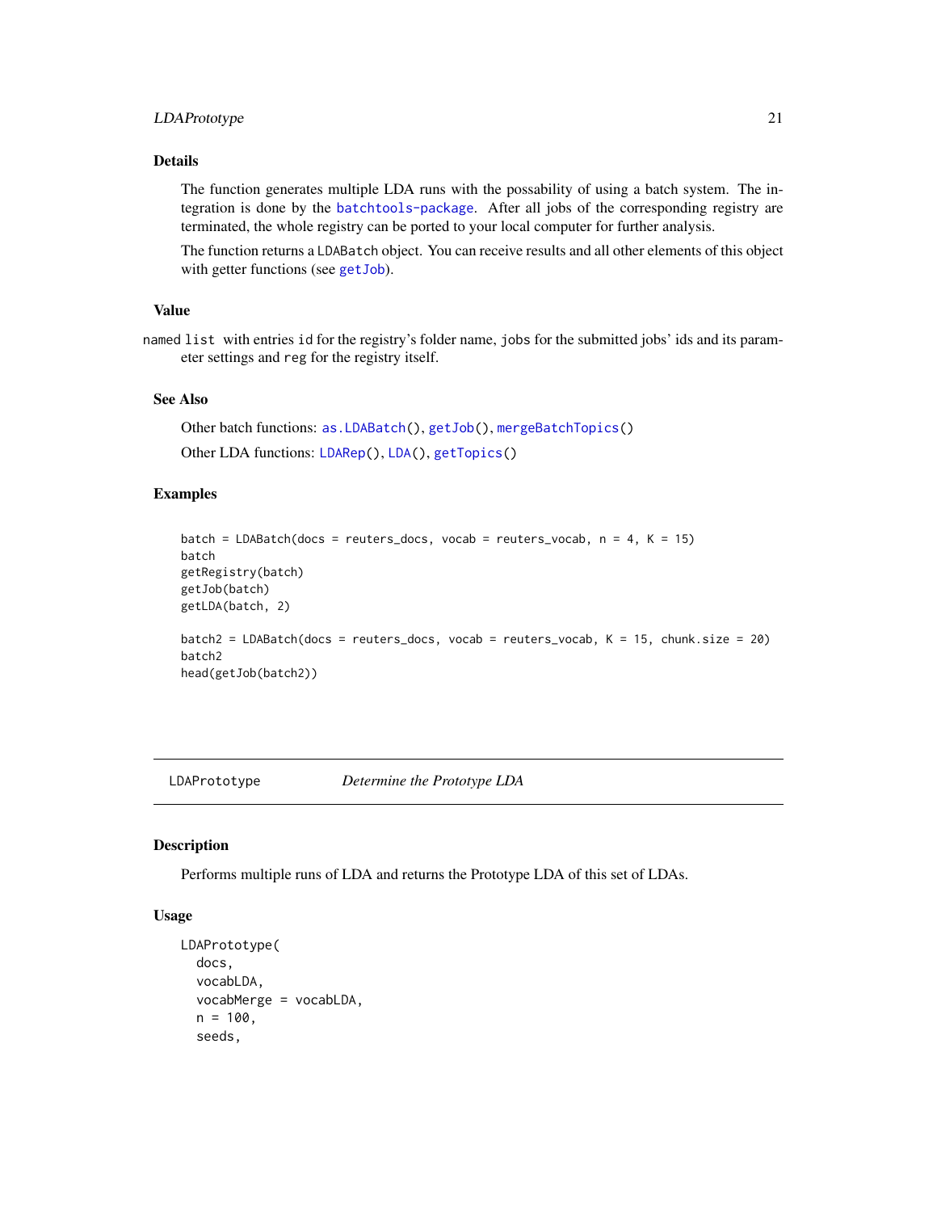### Details

The function generates multiple LDA runs with the possability of using a batch system. The integration is done by the batchtools-package. After all jobs of the corresponding registry are terminated, the whole registry can be ported to your local computer for further analysis.

The function returns a LDABatch object. You can receive results and all other elements of this object with getter functions (see getJob).

### Value

named list with entries id for the registry's folder name, jobs for the submitted jobs' ids and its parameter settings and reg for the registry itself.

### See Also

Other batch functions: as.LDABatch(), getJob(), mergeBatchTopics()

Other LDA functions: LDARep(), LDA(), getTopics()

### Examples

```
batch = LDABatch(docs = reuters_docs, vocab = reuters_vocab, n = 4, K = 15)
batch
getRegistry(batch)
getJob(batch)
getLDA(batch, 2)

batch2 = LDABatch(docs = reuters_docs, vocab = reuters_vocab, K = 15, chunk.size = 20)
batch2
head(getJob(batch2))
```

---

## LDAPrototype — *Determine the Prototype LDA*

### Description

Performs multiple runs of LDA and returns the Prototype LDA of this set of LDAs.

### Usage

```
LDAPrototype(
  docs,
  vocabLDA,
  vocabMerge = vocabLDA,
  n = 100,
  seeds,
```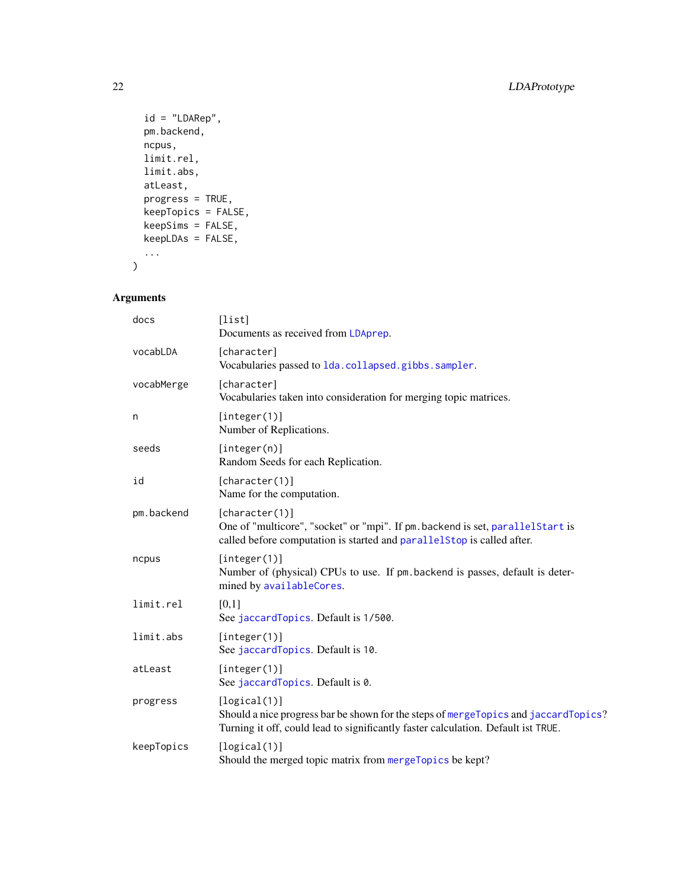```
  id = "LDARep",
  pm.backend,
  ncpus,
  limit.rel,
  limit.abs,
  atLeast,
  progress = TRUE,
  keepTopics = FALSE,
  keepSims = FALSE,
  keepLDAs = FALSE,
  ...
)
```

## Arguments

| | |
|---|---|
| `docs` | `[list]`<br>Documents as received from `LDAprep`. |
| `vocabLDA` | `[character]`<br>Vocabularies passed to `lda.collapsed.gibbs.sampler`. |
| `vocabMerge` | `[character]`<br>Vocabularies taken into consideration for merging topic matrices. |
| `n` | `[integer(1)]`<br>Number of Replications. |
| `seeds` | `[integer(n)]`<br>Random Seeds for each Replication. |
| `id` | `[character(1)]`<br>Name for the computation. |
| `pm.backend` | `[character(1)]`<br>One of "multicore", "socket" or "mpi". If `pm.backend` is set, `parallelStart` is called before computation is started and `parallelStop` is called after. |
| `ncpus` | `[integer(1)]`<br>Number of (physical) CPUs to use. If `pm.backend` is passes, default is determined by `availableCores`. |
| `limit.rel` | [0,1]<br>See `jaccardTopics`. Default is `1/500`. |
| `limit.abs` | `[integer(1)]`<br>See `jaccardTopics`. Default is `10`. |
| `atLeast` | `[integer(1)]`<br>See `jaccardTopics`. Default is `0`. |
| `progress` | `[logical(1)]`<br>Should a nice progress bar be shown for the steps of `mergeTopics` and `jaccardTopics`? Turning it off, could lead to significantly faster calculation. Default ist `TRUE`. |
| `keepTopics` | `[logical(1)]`<br>Should the merged topic matrix from `mergeTopics` be kept? |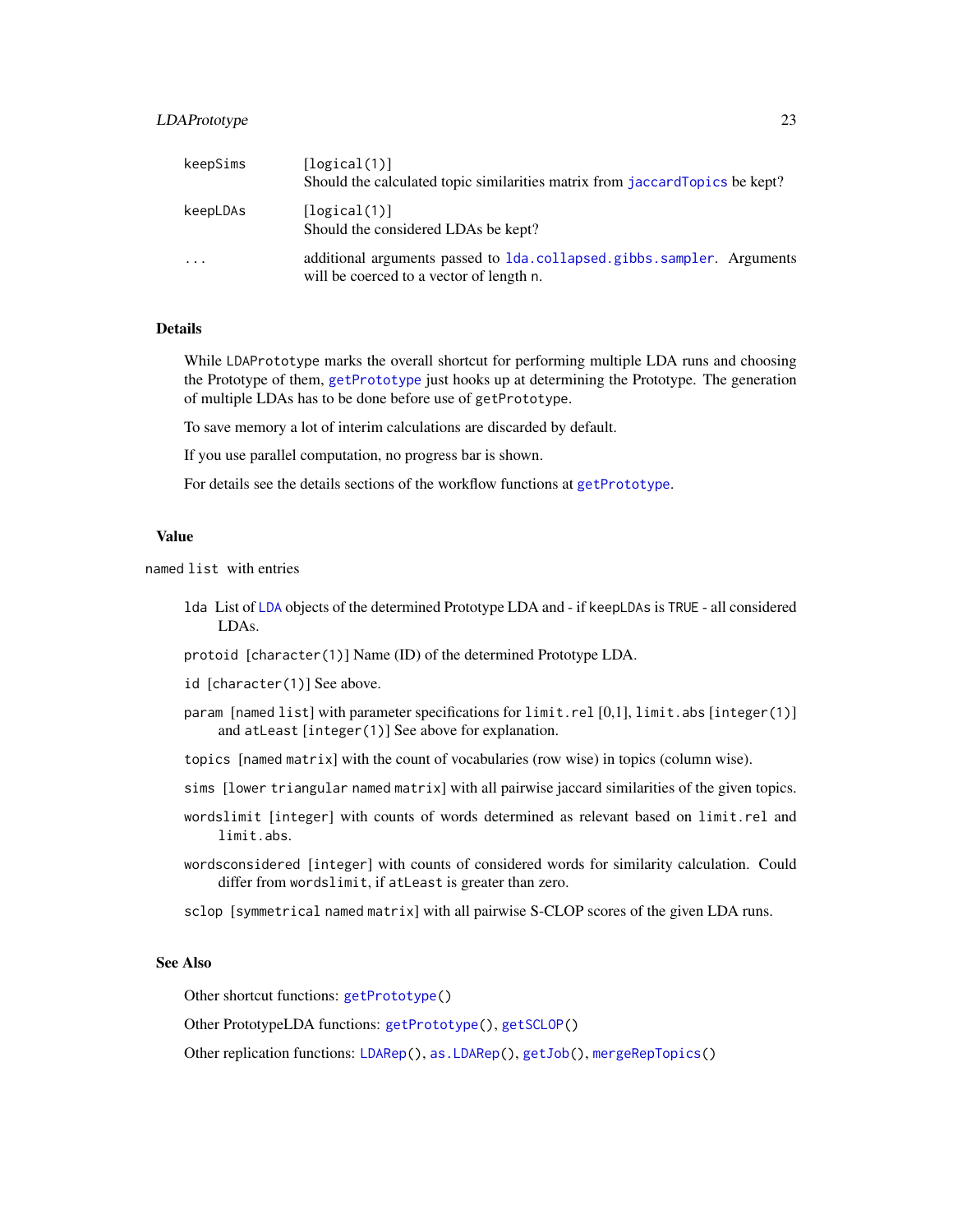keepSims
: [logical(1)]
Should the calculated topic similarities matrix from jaccardTopics be kept?

keepLDAs
: [logical(1)]
Should the considered LDAs be kept?

...
: additional arguments passed to lda.collapsed.gibbs.sampler. Arguments will be coerced to a vector of length n.

## Details

While LDAPrototype marks the overall shortcut for performing multiple LDA runs and choosing the Prototype of them, getPrototype just hooks up at determining the Prototype. The generation of multiple LDAs has to be done before use of getPrototype.

To save memory a lot of interim calculations are discarded by default.

If you use parallel computation, no progress bar is shown.

For details see the details sections of the workflow functions at getPrototype.

## Value

named list with entries

- lda List of LDA objects of the determined Prototype LDA and - if keepLDAs is TRUE - all considered LDAs.
- protoid [character(1)] Name (ID) of the determined Prototype LDA.
- id [character(1)] See above.
- param [named list] with parameter specifications for limit.rel [0,1], limit.abs [integer(1)] and atLeast [integer(1)] See above for explanation.
- topics [named matrix] with the count of vocabularies (row wise) in topics (column wise).
- sims [lower triangular named matrix] with all pairwise jaccard similarities of the given topics.
- wordslimit [integer] with counts of words determined as relevant based on limit.rel and limit.abs.
- wordsconsidered [integer] with counts of considered words for similarity calculation. Could differ from wordslimit, if atLeast is greater than zero.
- sclop [symmetrical named matrix] with all pairwise S-CLOP scores of the given LDA runs.

## See Also

Other shortcut functions: getPrototype()

Other PrototypeLDA functions: getPrototype(), getSCLOP()

Other replication functions: LDARep(), as.LDARep(), getJob(), mergeRepTopics()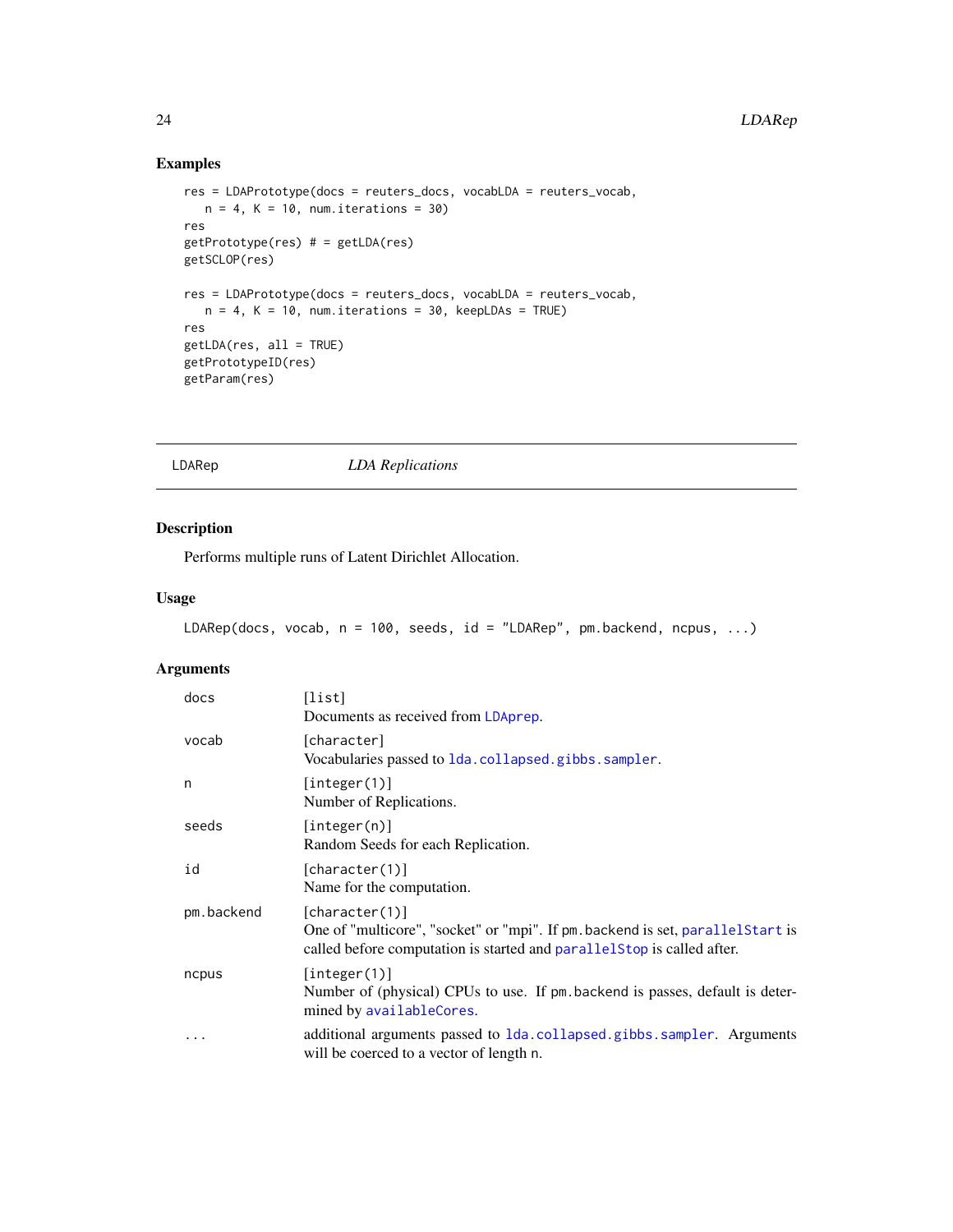## Examples

```
res = LDAPrototype(docs = reuters_docs, vocabLDA = reuters_vocab,
   n = 4, K = 10, num.iterations = 30)
res
getPrototype(res) # = getLDA(res)
getSCLOP(res)

res = LDAPrototype(docs = reuters_docs, vocabLDA = reuters_vocab,
   n = 4, K = 10, num.iterations = 30, keepLDAs = TRUE)
res
getLDA(res, all = TRUE)
getPrototypeID(res)
getParam(res)
```

---

# LDARep — *LDA Replications*

---

## Description

Performs multiple runs of Latent Dirichlet Allocation.

## Usage

```
LDARep(docs, vocab, n = 100, seeds, id = "LDARep", pm.backend, ncpus, ...)
```

## Arguments

| Argument | Description |
| --- | --- |
| docs | [list]<br>Documents as received from LDAprep. |
| vocab | [character]<br>Vocabularies passed to lda.collapsed.gibbs.sampler. |
| n | [integer(1)]<br>Number of Replications. |
| seeds | [integer(n)]<br>Random Seeds for each Replication. |
| id | [character(1)]<br>Name for the computation. |
| pm.backend | [character(1)]<br>One of "multicore", "socket" or "mpi". If pm.backend is set, parallelStart is called before computation is started and parallelStop is called after. |
| ncpus | [integer(1)]<br>Number of (physical) CPUs to use. If pm.backend is passes, default is determined by availableCores. |
| ... | additional arguments passed to lda.collapsed.gibbs.sampler. Arguments will be coerced to a vector of length n. |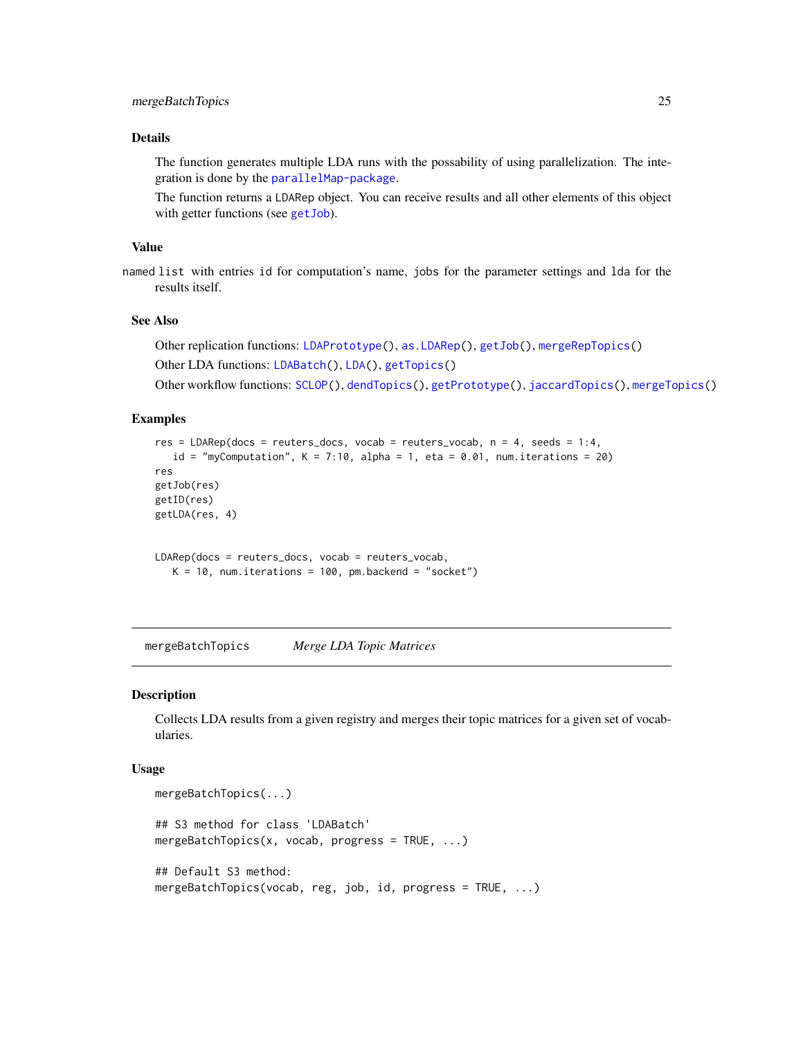### Details

The function generates multiple LDA runs with the possability of using parallelization. The integration is done by the parallelMap-package.

The function returns a LDARep object. You can receive results and all other elements of this object with getter functions (see getJob).

### Value

named list with entries id for computation's name, jobs for the parameter settings and lda for the results itself.

### See Also

Other replication functions: LDAPrototype(), as.LDARep(), getJob(), mergeRepTopics()

Other LDA functions: LDABatch(), LDA(), getTopics()

Other workflow functions: SCLOP(), dendTopics(), getPrototype(), jaccardTopics(), mergeTopics()

### Examples

```
res = LDARep(docs = reuters_docs, vocab = reuters_vocab, n = 4, seeds = 1:4,
   id = "myComputation", K = 7:10, alpha = 1, eta = 0.01, num.iterations = 20)
res
getJob(res)
getID(res)
getLDA(res, 4)


LDARep(docs = reuters_docs, vocab = reuters_vocab,
   K = 10, num.iterations = 100, pm.backend = "socket")
```

---

## mergeBatchTopics *Merge LDA Topic Matrices*

### Description

Collects LDA results from a given registry and merges their topic matrices for a given set of vocabularies.

### Usage

```
mergeBatchTopics(...)

## S3 method for class 'LDABatch'
mergeBatchTopics(x, vocab, progress = TRUE, ...)

## Default S3 method:
mergeBatchTopics(vocab, reg, job, id, progress = TRUE, ...)
```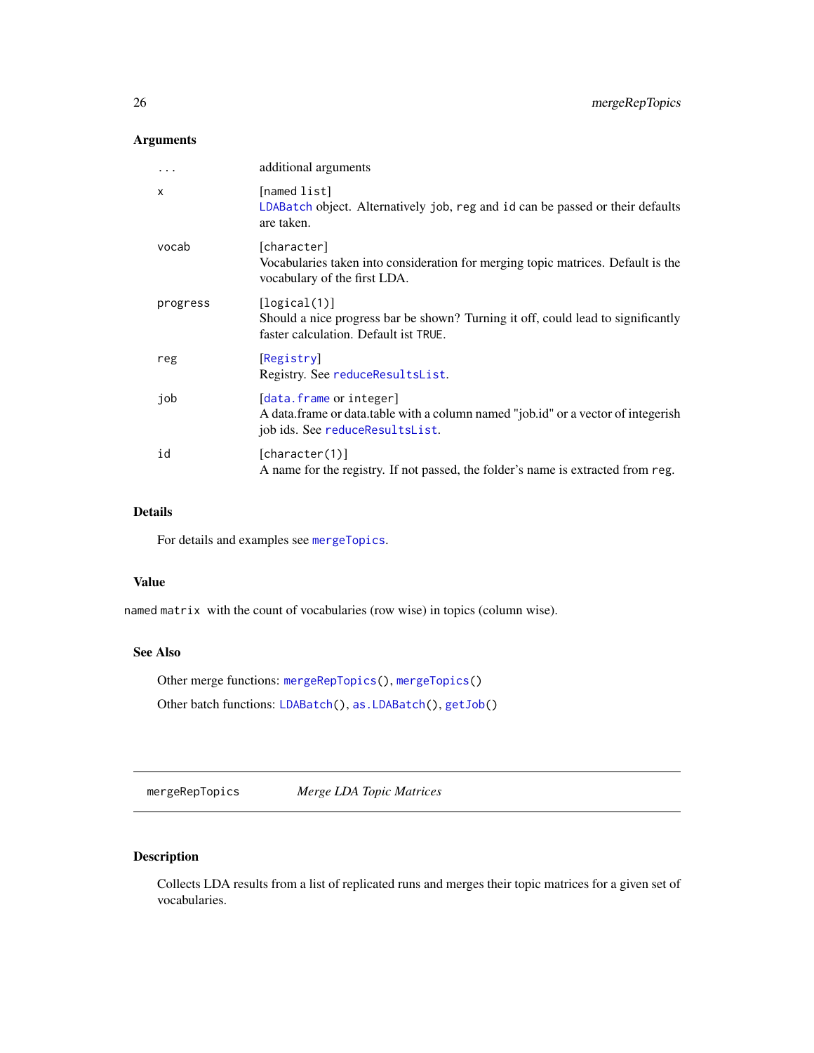### Arguments

| | |
|---|---|
| `...` | additional arguments |
| `x` | [named list] <br> LDABatch object. Alternatively job, reg and id can be passed or their defaults are taken. |
| `vocab` | [character] <br> Vocabularies taken into consideration for merging topic matrices. Default is the vocabulary of the first LDA. |
| `progress` | [logical(1)] <br> Should a nice progress bar be shown? Turning it off, could lead to significantly faster calculation. Default ist TRUE. |
| `reg` | [Registry] <br> Registry. See reduceResultsList. |
| `job` | [data.frame or integer] <br> A data.frame or data.table with a column named "job.id" or a vector of integerish job ids. See reduceResultsList. |
| `id` | [character(1)] <br> A name for the registry. If not passed, the folder's name is extracted from reg. |

### Details

For details and examples see mergeTopics.

### Value

named matrix with the count of vocabularies (row wise) in topics (column wise).

### See Also

Other merge functions: mergeRepTopics(), mergeTopics()

Other batch functions: LDABatch(), as.LDABatch(), getJob()

---

## mergeRepTopics *Merge LDA Topic Matrices*

---

### Description

Collects LDA results from a list of replicated runs and merges their topic matrices for a given set of vocabularies.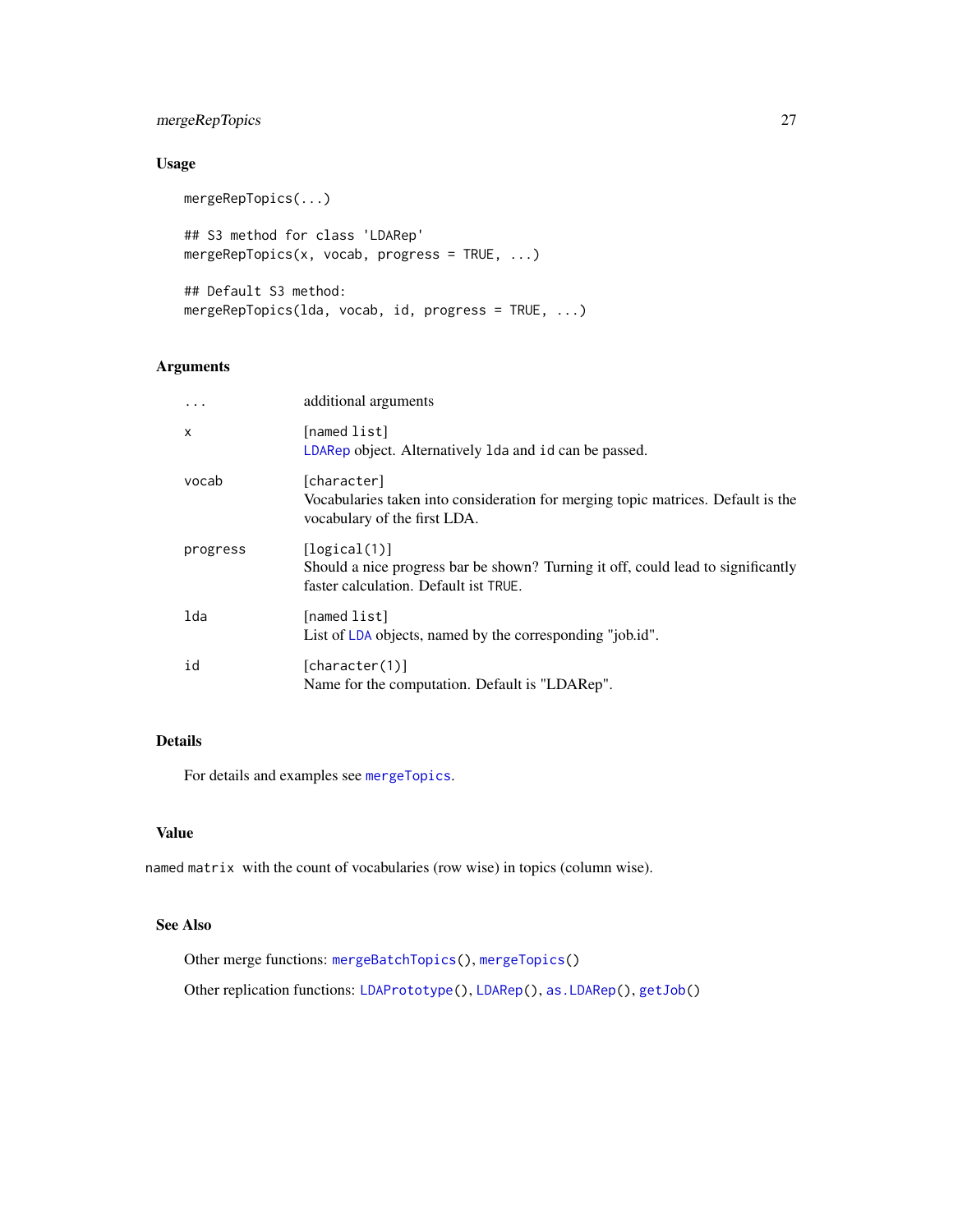## Usage

```
mergeRepTopics(...)

## S3 method for class 'LDARep'
mergeRepTopics(x, vocab, progress = TRUE, ...)

## Default S3 method:
mergeRepTopics(lda, vocab, id, progress = TRUE, ...)
```

## Arguments

| | |
|---|---|
| ... | additional arguments |
| x | [named list]<br>LDARep object. Alternatively lda and id can be passed. |
| vocab | [character]<br>Vocabularies taken into consideration for merging topic matrices. Default is the vocabulary of the first LDA. |
| progress | [logical(1)]<br>Should a nice progress bar be shown? Turning it off, could lead to significantly faster calculation. Default ist TRUE. |
| lda | [named list]<br>List of LDA objects, named by the corresponding "job.id". |
| id | [character(1)]<br>Name for the computation. Default is "LDARep". |

## Details

For details and examples see mergeTopics.

## Value

named matrix with the count of vocabularies (row wise) in topics (column wise).

## See Also

Other merge functions: mergeBatchTopics(), mergeTopics()

Other replication functions: LDAPrototype(), LDARep(), as.LDARep(), getJob()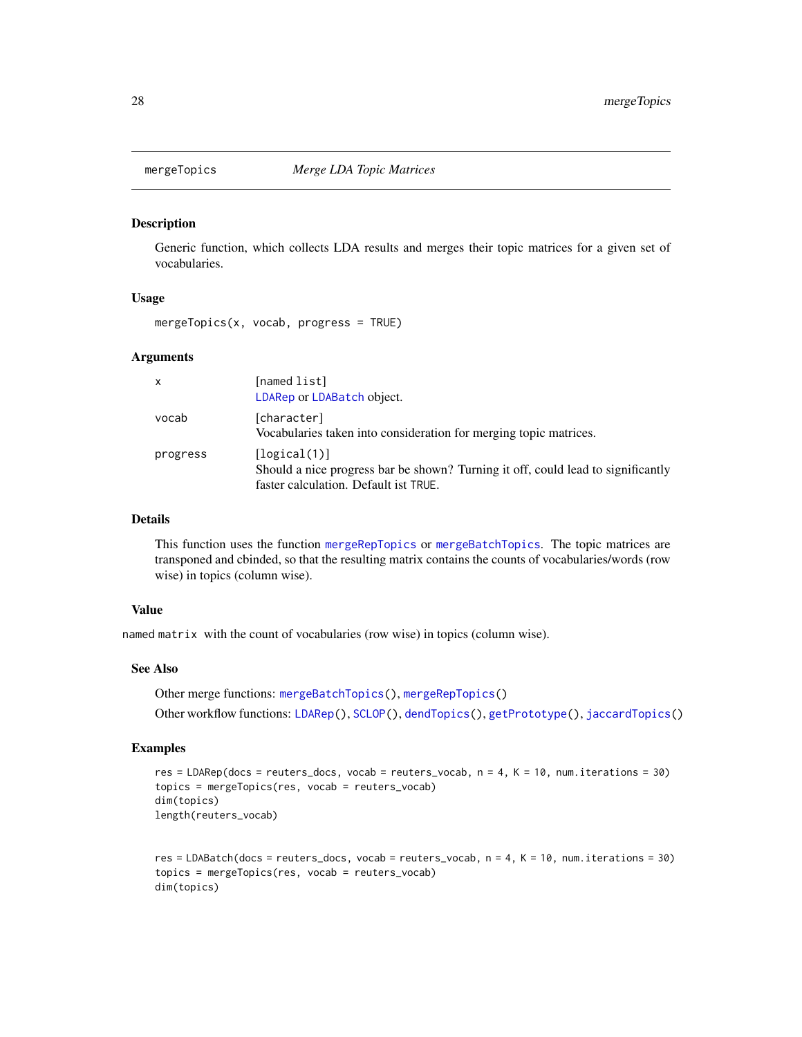## mergeTopics — *Merge LDA Topic Matrices*

### Description

Generic function, which collects LDA results and merges their topic matrices for a given set of vocabularies.

### Usage

```
mergeTopics(x, vocab, progress = TRUE)
```

### Arguments

| | |
|---|---|
| x | [named list]<br>LDARep or LDABatch object. |
| vocab | [character]<br>Vocabularies taken into consideration for merging topic matrices. |
| progress | [logical(1)]<br>Should a nice progress bar be shown? Turning it off, could lead to significantly faster calculation. Default ist TRUE. |

### Details

This function uses the function mergeRepTopics or mergeBatchTopics. The topic matrices are transponed and cbinded, so that the resulting matrix contains the counts of vocabularies/words (row wise) in topics (column wise).

### Value

named matrix with the count of vocabularies (row wise) in topics (column wise).

### See Also

Other merge functions: mergeBatchTopics(), mergeRepTopics()

Other workflow functions: LDARep(), SCLOP(), dendTopics(), getPrototype(), jaccardTopics()

### Examples

```
res = LDARep(docs = reuters_docs, vocab = reuters_vocab, n = 4, K = 10, num.iterations = 30)
topics = mergeTopics(res, vocab = reuters_vocab)
dim(topics)
length(reuters_vocab)


res = LDABatch(docs = reuters_docs, vocab = reuters_vocab, n = 4, K = 10, num.iterations = 30)
topics = mergeTopics(res, vocab = reuters_vocab)
dim(topics)
```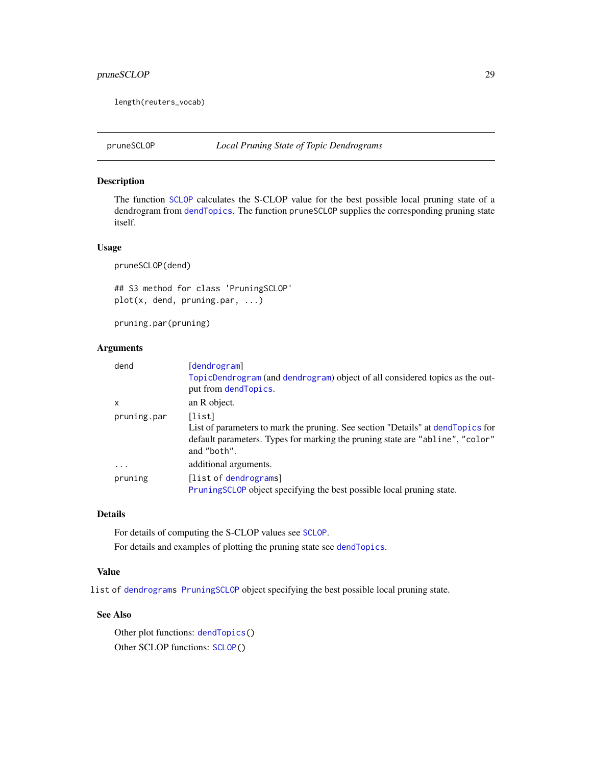```
length(reuters_vocab)
```

---

## pruneSCLOP — *Local Pruning State of Topic Dendrograms*

### Description

The function SCLOP calculates the S-CLOP value for the best possible local pruning state of a dendrogram from dendTopics. The function pruneSCLOP supplies the corresponding pruning state itself.

### Usage

```
pruneSCLOP(dend)

## S3 method for class 'PruningSCLOP'
plot(x, dend, pruning.par, ...)

pruning.par(pruning)
```

### Arguments

| | |
|---|---|
| dend | [dendrogram] TopicDendrogram (and dendrogram) object of all considered topics as the output from dendTopics. |
| x | an R object. |
| pruning.par | [list] List of parameters to mark the pruning. See section "Details" at dendTopics for default parameters. Types for marking the pruning state are "abline", "color" and "both". |
| ... | additional arguments. |
| pruning | [list of dendrograms] PruningSCLOP object specifying the best possible local pruning state. |

### Details

For details of computing the S-CLOP values see SCLOP.

For details and examples of plotting the pruning state see dendTopics.

### Value

list of dendrograms PruningSCLOP object specifying the best possible local pruning state.

### See Also

Other plot functions: dendTopics()

Other SCLOP functions: SCLOP()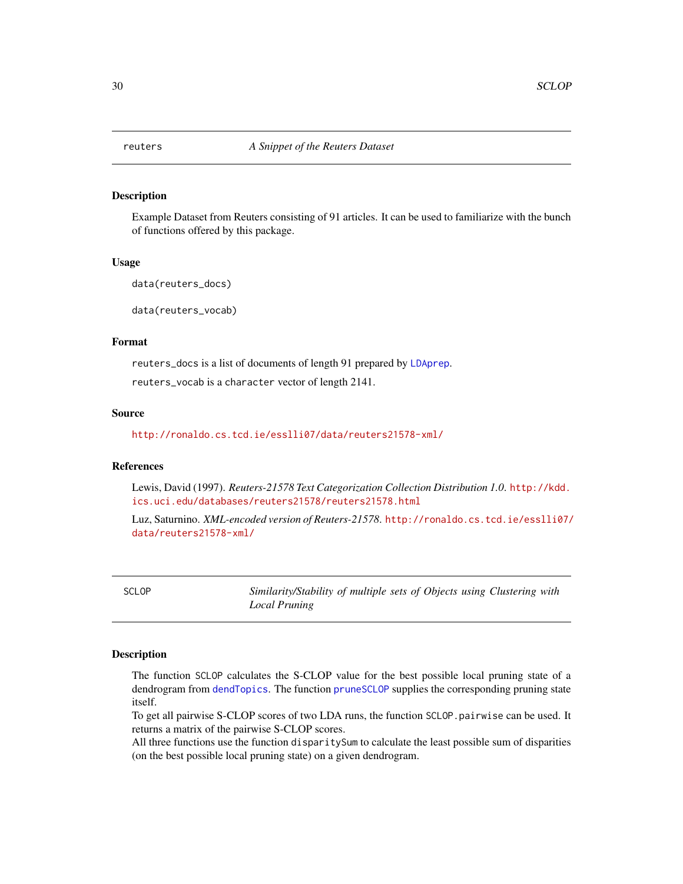## reters — A Snippet of the Reuters Dataset

### Description

Example Dataset from Reuters consisting of 91 articles. It can be used to familiarize with the bunch of functions offered by this package.

### Usage

```
data(reuters_docs)

data(reuters_vocab)
```

### Format

`reuters_docs` is a list of documents of length 91 prepared by `LDAprep`.

`reuters_vocab` is a `character` vector of length 2141.

### Source

http://ronaldo.cs.tcd.ie/esslli07/data/reuters21578-xml/

### References

Lewis, David (1997). *Reuters-21578 Text Categorization Collection Distribution 1.0*. http://kdd.ics.uci.edu/databases/reuters21578/reuters21578.html

Luz, Saturnino. *XML-encoded version of Reuters-21578*. http://ronaldo.cs.tcd.ie/esslli07/data/reuters21578-xml/

## SCLOP — *Similarity/Stability of multiple sets of Objects using Clustering with Local Pruning*

### Description

The function `SCLOP` calculates the S-CLOP value for the best possible local pruning state of a dendrogram from `dendTopics`. The function `pruneSCLOP` supplies the corresponding pruning state itself.
To get all pairwise S-CLOP scores of two LDA runs, the function `SCLOP.pairwise` can be used. It returns a matrix of the pairwise S-CLOP scores.
All three functions use the function `disparitySum` to calculate the least possible sum of disparities (on the best possible local pruning state) on a given dendrogram.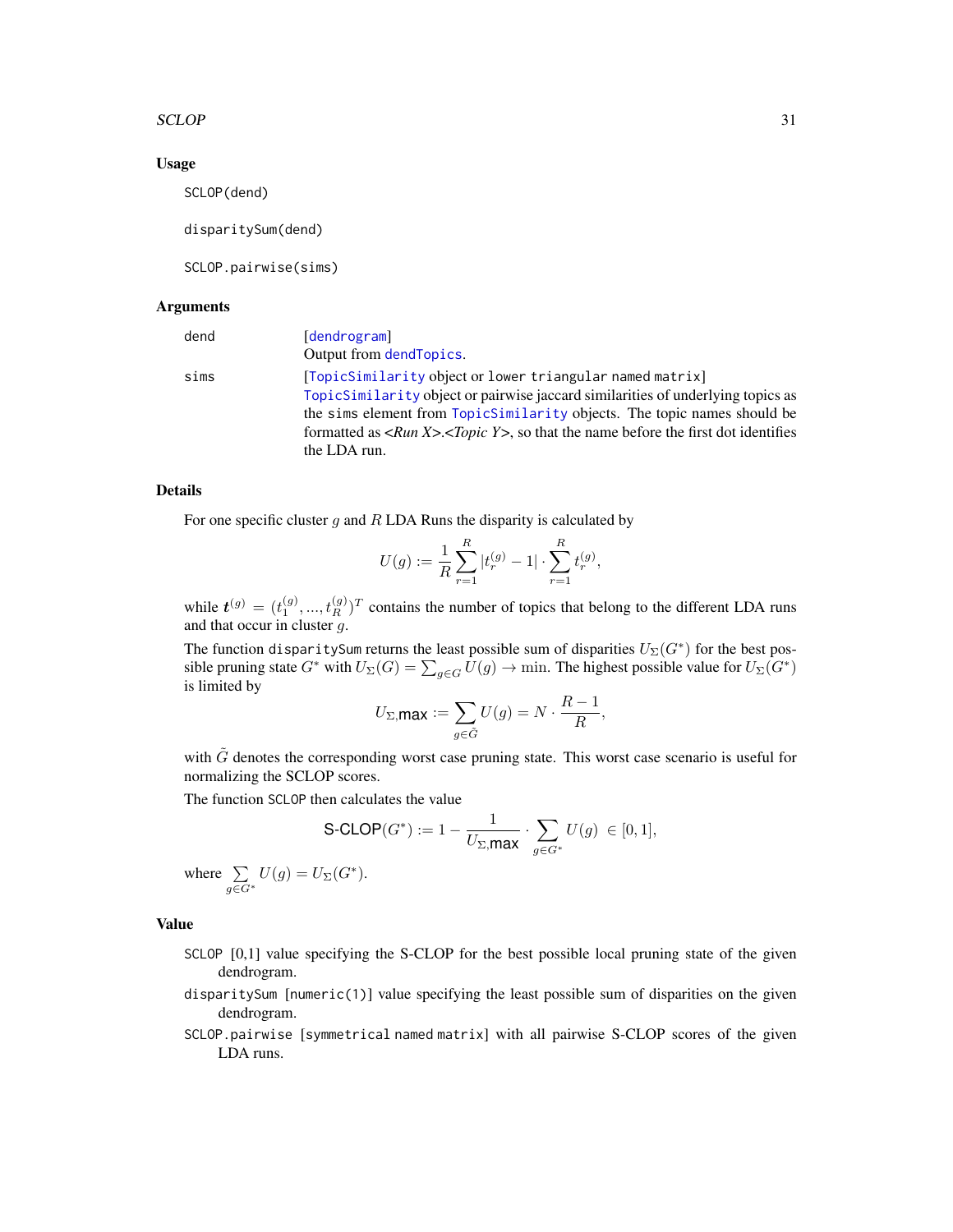### Usage

```
SCLOP(dend)

disparitySum(dend)

SCLOP.pairwise(sims)
```

### Arguments

| | |
|---|---|
| dend | [dendrogram] Output from dendTopics. |
| sims | [TopicSimilarity object or lower triangular named matrix] TopicSimilarity object or pairwise jaccard similarities of underlying topics as the sims element from TopicSimilarity objects. The topic names should be formatted as *<Run X>.<Topic Y>*, so that the name before the first dot identifies the LDA run. |

### Details

For one specific cluster $g$ and $R$ LDA Runs the disparity is calculated by

$$U(g) := \frac{1}{R} \sum_{r=1}^{R} |t_r^{(g)} - 1| \cdot \sum_{r=1}^{R} t_r^{(g)},$$

while $\boldsymbol{t}^{(g)} = (t_1^{(g)}, ..., t_R^{(g)})^T$ contains the number of topics that belong to the different LDA runs and that occur in cluster $g$.

The function disparitySum returns the least possible sum of disparities $U_\Sigma(G^*)$ for the best possible pruning state $G^*$ with $U_\Sigma(G) = \sum_{g \in G} U(g) \to \min$. The highest possible value for $U_\Sigma(G^*)$ is limited by

$$U_{\Sigma,\textsf{max}} := \sum_{g \in \tilde{G}} U(g) = N \cdot \frac{R-1}{R},$$

with $\tilde{G}$ denotes the corresponding worst case pruning state. This worst case scenario is useful for normalizing the SCLOP scores.

The function SCLOP then calculates the value

$$\textsf{S-CLOP}(G^*) := 1 - \frac{1}{U_{\Sigma,\textsf{max}}} \cdot \sum_{g \in G^*} U(g) \in [0, 1],$$

where $\sum\limits_{g \in G^*} U(g) = U_\Sigma(G^*)$.

### Value

SCLOP [0,1] value specifying the S-CLOP for the best possible local pruning state of the given dendrogram.

disparitySum [numeric(1)] value specifying the least possible sum of disparities on the given dendrogram.

SCLOP.pairwise [symmetrical named matrix] with all pairwise S-CLOP scores of the given LDA runs.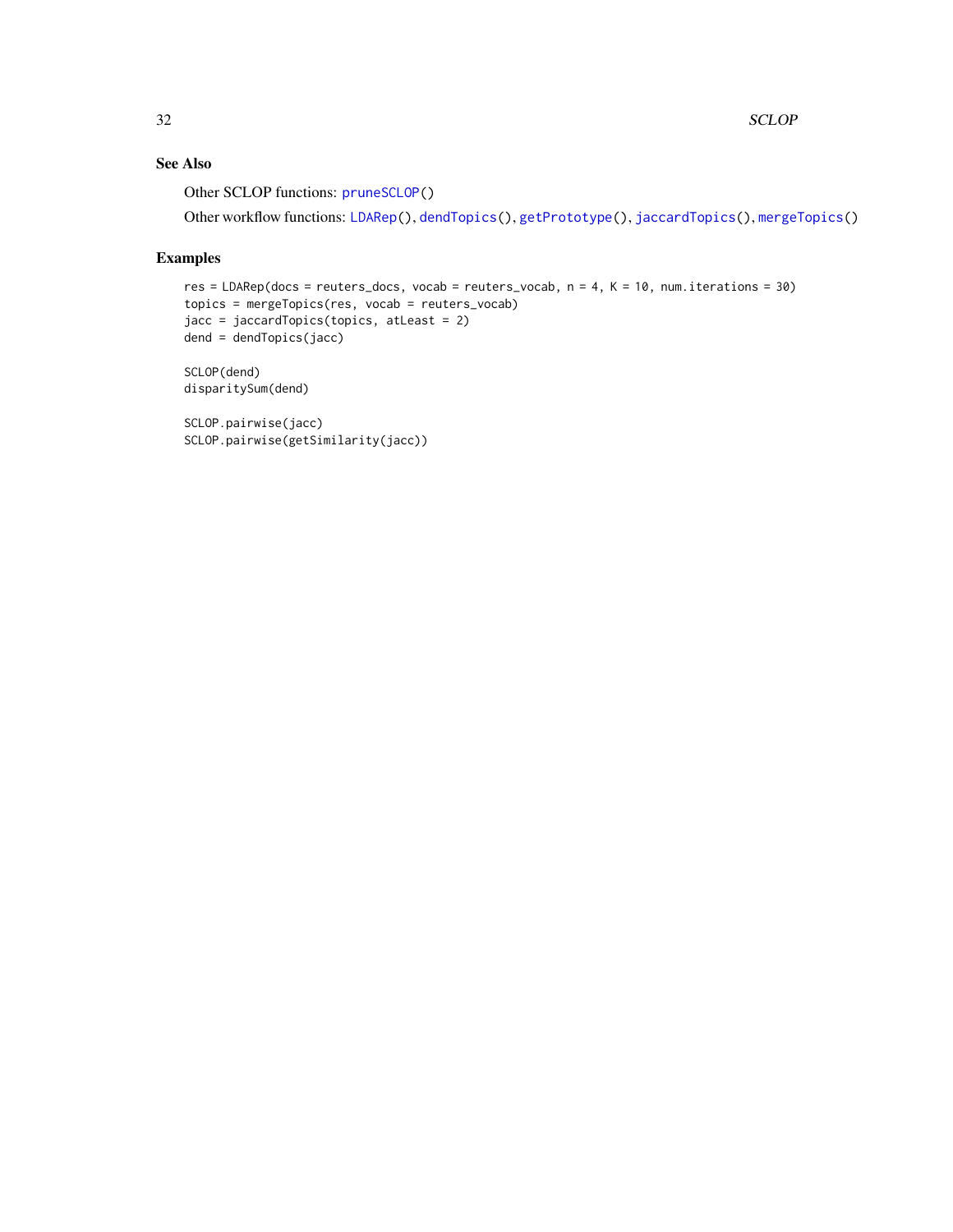## See Also

Other SCLOP functions: pruneSCLOP()

Other workflow functions: LDARep(), dendTopics(), getPrototype(), jaccardTopics(), mergeTopics()

## Examples

```
res = LDARep(docs = reuters_docs, vocab = reuters_vocab, n = 4, K = 10, num.iterations = 30)
topics = mergeTopics(res, vocab = reuters_vocab)
jacc = jaccardTopics(topics, atLeast = 2)
dend = dendTopics(jacc)

SCLOP(dend)
disparitySum(dend)

SCLOP.pairwise(jacc)
SCLOP.pairwise(getSimilarity(jacc))
```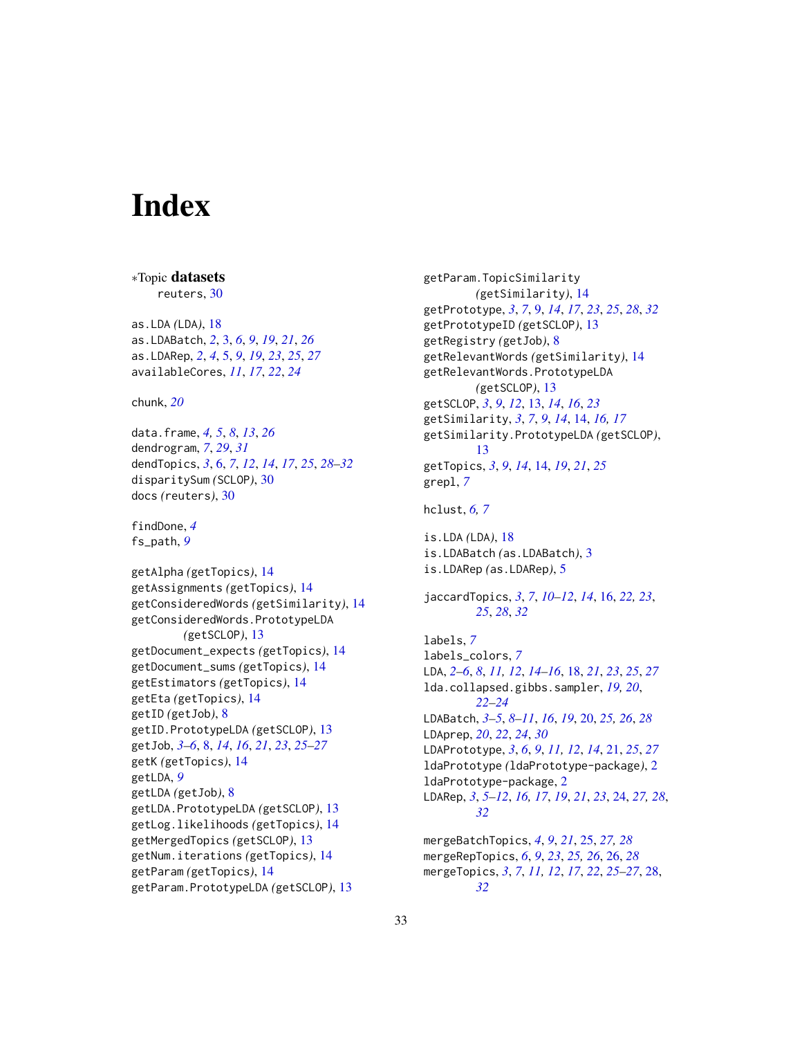# Index

*Topic **datasets**
reuters, 30

as.LDA (LDA), 18
as.LDABatch, *2*, 3, *6*, *9*, *19*, *21*, *26*
as.LDARep, *2*, *4*, 5, *9*, *19*, *23*, *25*, *27*
availableCores, *11*, *17*, *22*, *24*

chunk, *20*

data.frame, *4, 5*, *8*, *13*, *26*
dendrogram, *7*, *29*, *31*
dendTopics, *3*, 6, *7*, *12*, *14*, *17*, *25*, *28–32*
disparitySum (SCLOP), 30
docs (reuters), 30

findDone, *4*
fs_path, *9*

getAlpha (getTopics), 14
getAssignements (getTopics), 14
getConsideredWords (getSimilarity), 14
getConsideredWords.PrototypeLDA (getSCLOP), 13
getDocument_expects (getTopics), 14
getDocument_sums (getTopics), 14
getEstimators (getTopics), 14
getEta (getTopics), 14
getID (getJob), 8
getID.PrototypeLDA (getSCLOP), 13
getJob, *3–6*, 8, *14*, *16*, *21*, *23*, *25–27*
getK (getTopics), 14
getLDA, *9*
getLDA (getJob), 8
getLDA.PrototypeLDA (getSCLOP), 13
getLog.likelihoods (getTopics), 14
getMergedTopics (getSCLOP), 13
getNum.iterations (getTopics), 14
getParam (getTopics), 14
getParam.PrototypeLDA (getSCLOP), 13
getParam.TopicSimilarity (getSimilarity), 14
getPrototype, *3*, *7*, 9, *14*, *17*, *23*, *25*, *28*, *32*
getPrototypeID (getSCLOP), 13
getRegistry (getJob), 8
getRelevantWords (getSimilarity), 14
getRelevantWords.PrototypeLDA (getSCLOP), 13
getSCLOP, *3*, *9*, *12*, 13, *14*, *16*, *23*
getSimilarity, *3*, *7*, *9*, *14*, 14, *16, 17*
getSimilarity.PrototypeLDA (getSCLOP), 13
getTopics, *3*, *9*, *14*, 14, *19*, *21*, *25*
grepl, *7*

hclust, *6, 7*

is.LDA (LDA), 18
is.LDABatch (as.LDABatch), 3
is.LDARep (as.LDARep), 5

jaccardTopics, *3*, *7*, *10–12*, *14*, 16, *22, 23*, *25*, *28*, *32*

labels, *7*
labels_colors, *7*
LDA, *2–6*, *8*, *11, 12*, *14–16*, 18, *21*, *23*, *25*, *27*
lda.collapsed.gibbs.sampler, *19, 20*, *22–24*
LDABatch, *3–5*, *8–11*, *16*, *19*, 20, *25, 26*, *28*
LDAprep, *20*, *22*, *24*, *30*
LDAPrototype, *3*, *6*, *9*, *11, 12*, *14*, 21, *25*, *27*
ldaPrototype (ldaPrototype-package), 2
ldaPrototype-package, 2
LDARep, *3*, *5–12*, *16, 17*, *19*, *21*, *23*, 24, *27, 28*, *32*

mergeBatchTopics, *4*, *9*, *21*, 25, *27, 28*
mergeRepTopics, *6*, *9*, *23*, *25, 26*, 26, *28*
mergeTopics, *3*, *7*, *11, 12*, *17*, *22*, *25–27*, 28, *32*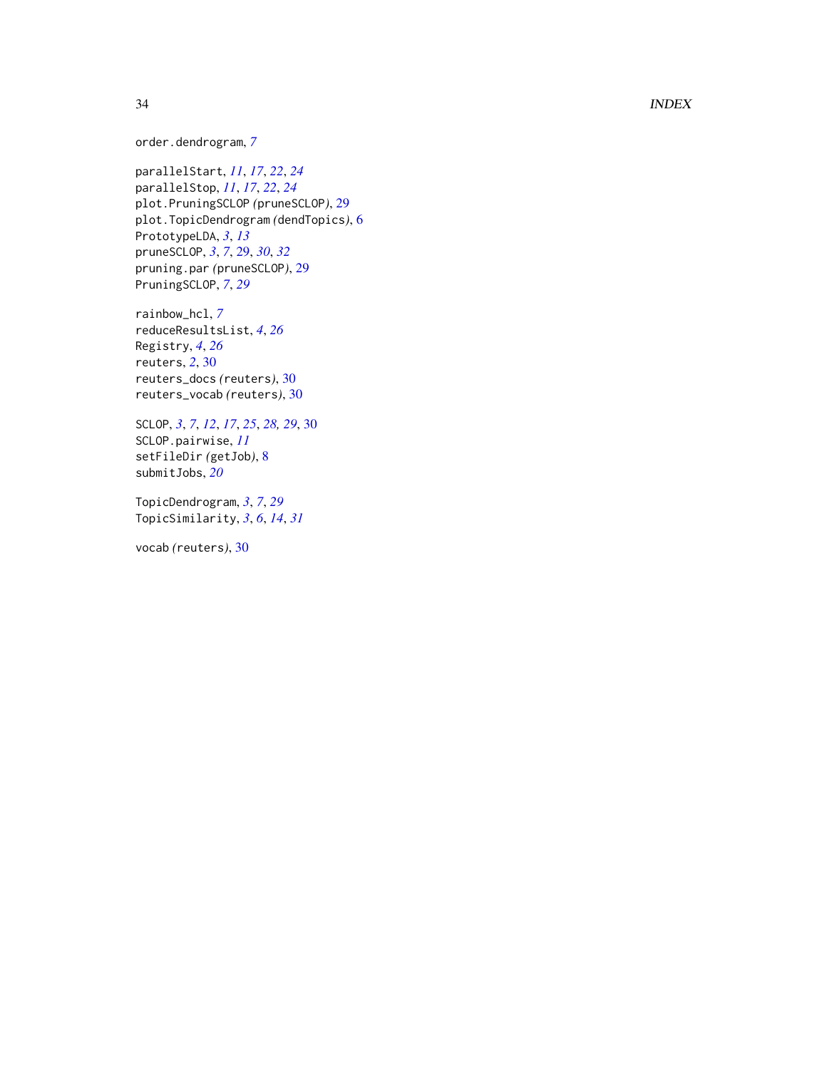order.dendrogram, *7*

parallelStart, *11*, *17*, *22*, *24*
parallelStop, *11*, *17*, *22*, *24*
plot.PruningSCLOP *(*pruneSCLOP*)*, 29
plot.TopicDendrogram *(*dendTopics*)*, 6
PrototypeLDA, *3*, *13*
pruneSCLOP, *3*, *7*, 29, *30*, *32*
pruning.par *(*pruneSCLOP*)*, 29
PruningSCLOP, *7*, *29*

rainbow_hcl, *7*
reduceResultsList, *4*, *26*
Registry, *4*, *26*
reuters, *2*, 30
reuters_docs *(*reuters*)*, 30
reuters_vocab *(*reuters*)*, 30

SCLOP, *3*, *7*, *12*, *17*, *25*, *28*, *29*, 30
SCLOP.pairwise, *11*
setFileDir *(*getJob*)*, 8
submitJobs, *20*

TopicDendrogram, *3*, *7*, *29*
TopicSimilarity, *3*, *6*, *14*, *31*

vocab *(*reuters*)*, 30